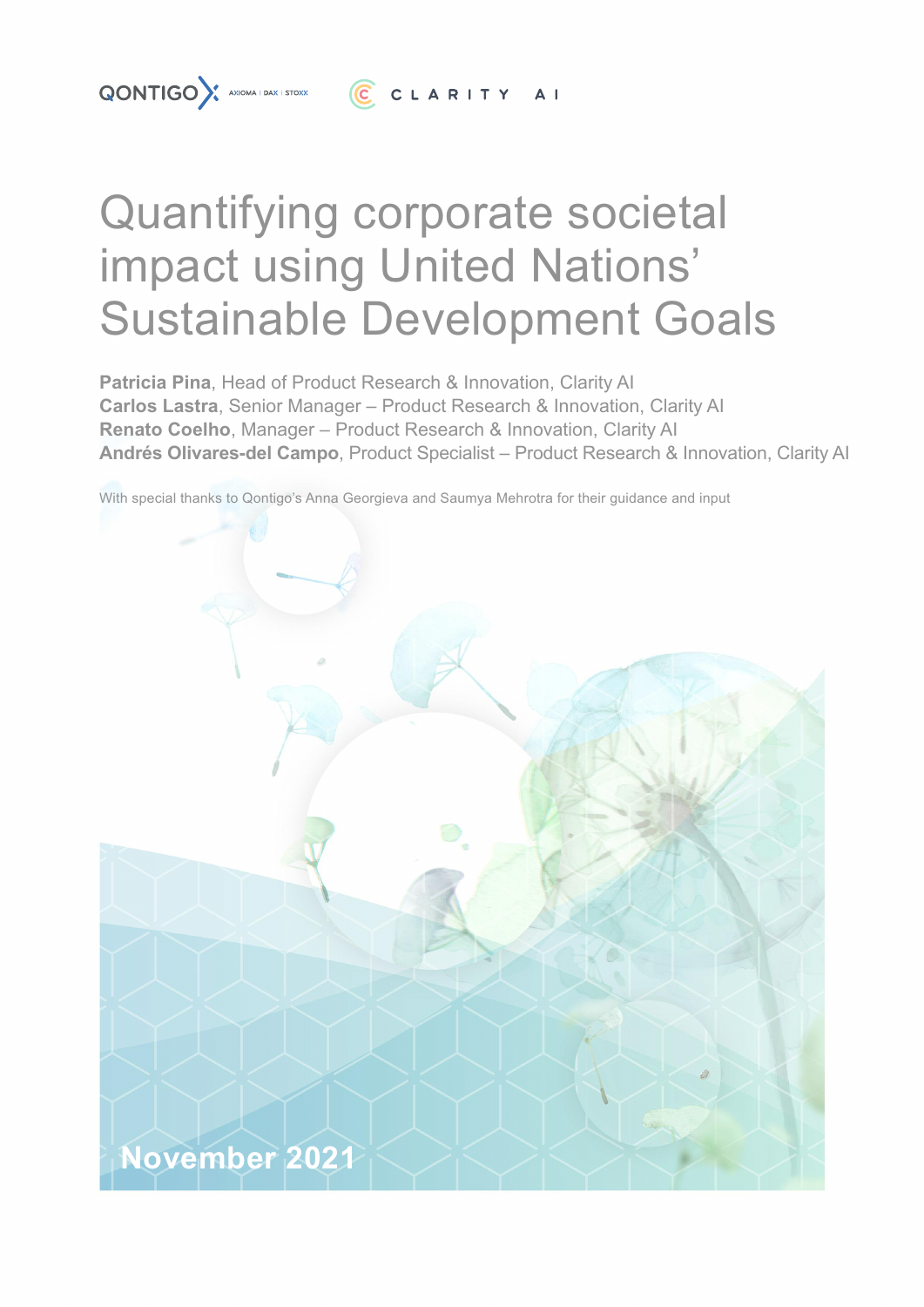QONTIGO AXIOMA | DAX | STOXX    CLARITY AI

# Quantifying corporate societal impact using United Nations' Sustainable Development Goals

**Patricia Pina**, Head of Product Research & Innovation, Clarity AI
**Carlos Lastra**, Senior Manager – Product Research & Innovation, Clarity AI
**Renato Coelho**, Manager – Product Research & Innovation, Clarity AI
**Andrés Olivares-del Campo**, Product Specialist – Product Research & Innovation, Clarity AI

With special thanks to Qontigo's Anna Georgieva and Saumya Mehrotra for their guidance and input

**November 2021**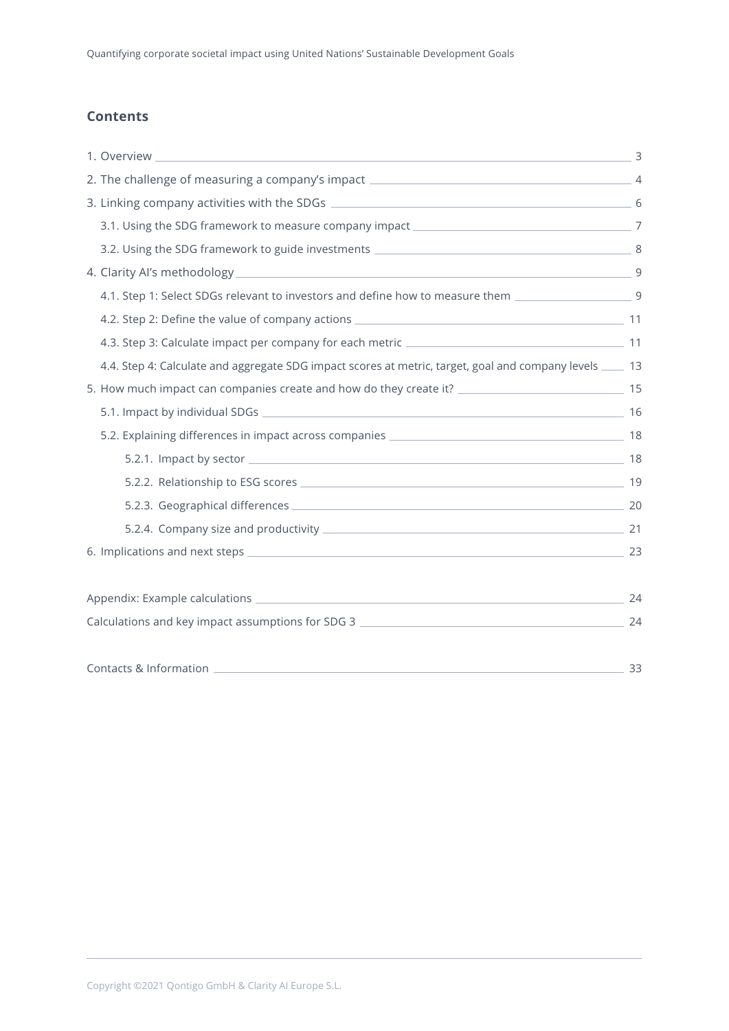## Contents

1. Overview — 3
2. The challenge of measuring a company's impact — 4
3. Linking company activities with the SDGs — 6
   - 3.1. Using the SDG framework to measure company impact — 7
   - 3.2. Using the SDG framework to guide investments — 8
4. Clarity AI's methodology — 9
   - 4.1. Step 1: Select SDGs relevant to investors and define how to measure them — 9
   - 4.2. Step 2: Define the value of company actions — 11
   - 4.3. Step 3: Calculate impact per company for each metric — 11
   - 4.4. Step 4: Calculate and aggregate SDG impact scores at metric, target, goal and company levels — 13
5. How much impact can companies create and how do they create it? — 15
   - 5.1. Impact by individual SDGs — 16
   - 5.2. Explaining differences in impact across companies — 18
     - 5.2.1. Impact by sector — 18
     - 5.2.2. Relationship to ESG scores — 19
     - 5.2.3. Geographical differences — 20
     - 5.2.4. Company size and productivity — 21
6. Implications and next steps — 23

Appendix: Example calculations — 24

Calculations and key impact assumptions for SDG 3 — 24

Contacts & Information — 33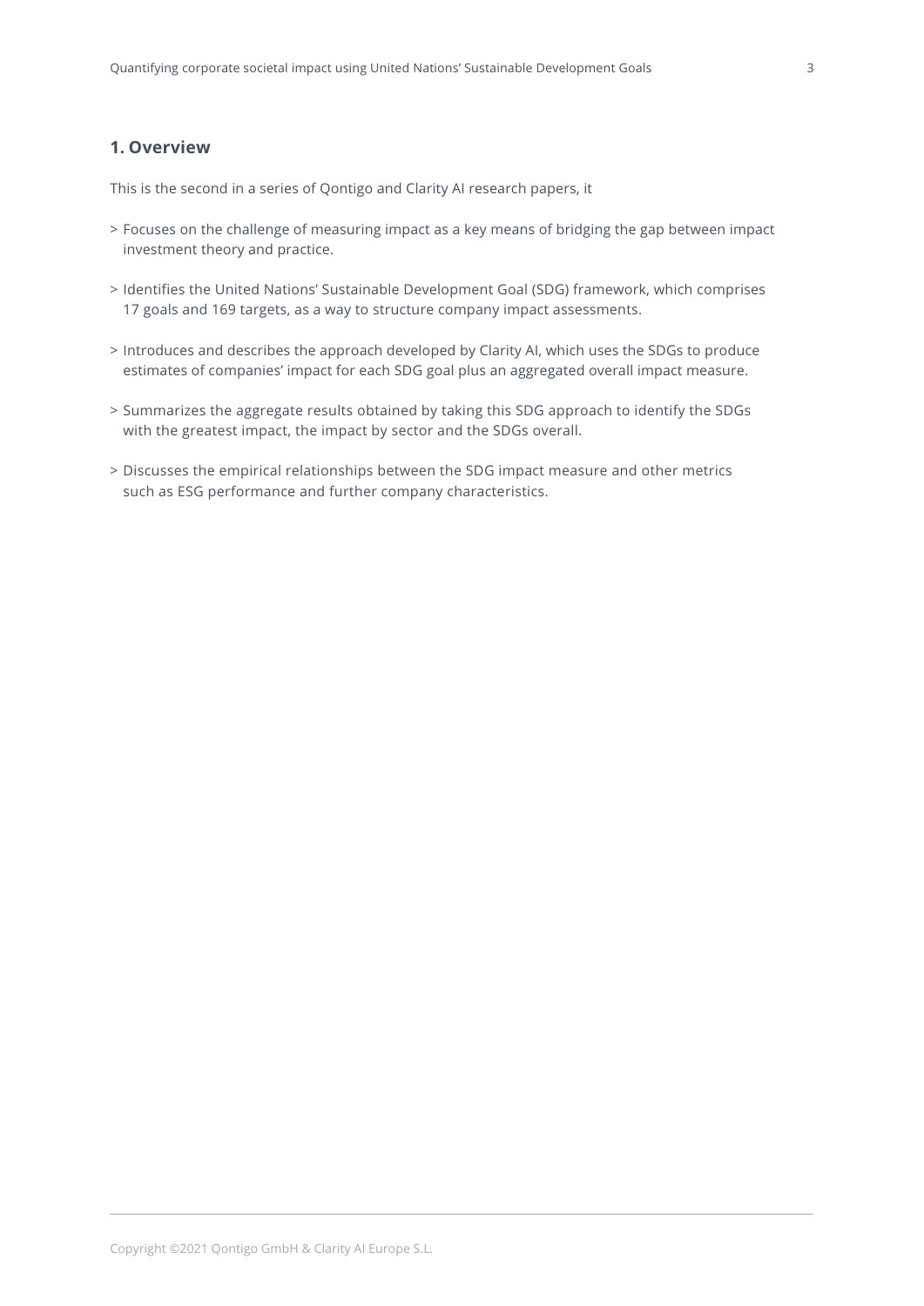## 1. Overview

This is the second in a series of Qontigo and Clarity AI research papers, it

> Focuses on the challenge of measuring impact as a key means of bridging the gap between impact investment theory and practice.

> Identifies the United Nations' Sustainable Development Goal (SDG) framework, which comprises 17 goals and 169 targets, as a way to structure company impact assessments.

> Introduces and describes the approach developed by Clarity AI, which uses the SDGs to produce estimates of companies' impact for each SDG goal plus an aggregated overall impact measure.

> Summarizes the aggregate results obtained by taking this SDG approach to identify the SDGs with the greatest impact, the impact by sector and the SDGs overall.

> Discusses the empirical relationships between the SDG impact measure and other metrics such as ESG performance and further company characteristics.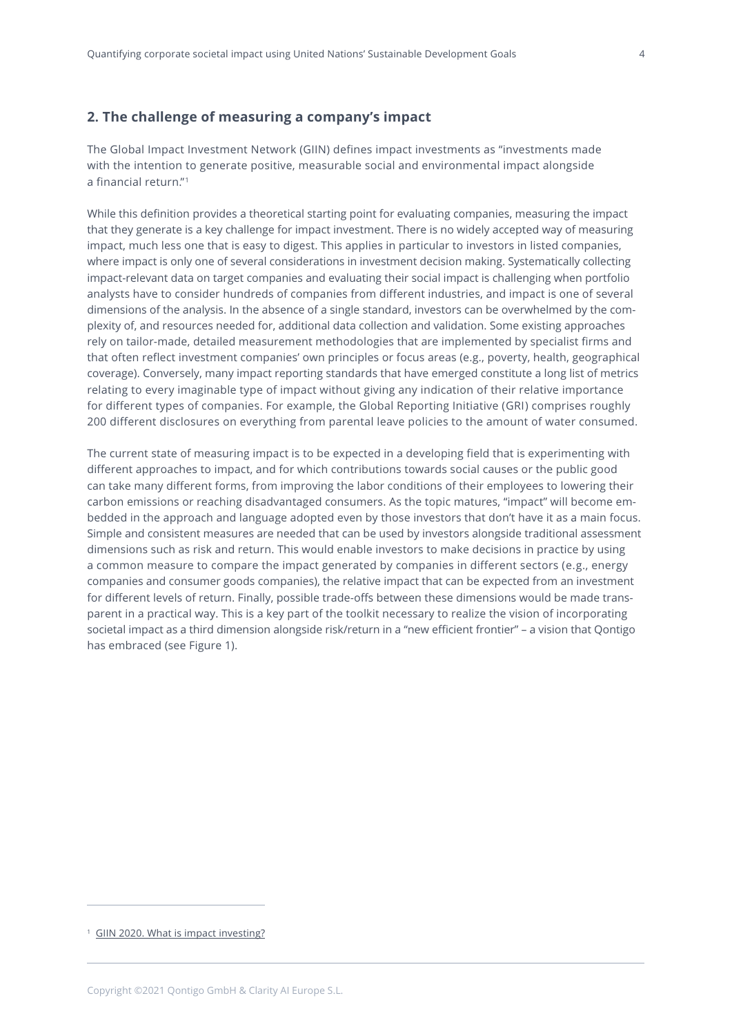## 2. The challenge of measuring a company's impact

The Global Impact Investment Network (GIIN) defines impact investments as "investments made with the intention to generate positive, measurable social and environmental impact alongside a financial return."[1]

While this definition provides a theoretical starting point for evaluating companies, measuring the impact that they generate is a key challenge for impact investment. There is no widely accepted way of measuring impact, much less one that is easy to digest. This applies in particular to investors in listed companies, where impact is only one of several considerations in investment decision making. Systematically collecting impact-relevant data on target companies and evaluating their social impact is challenging when portfolio analysts have to consider hundreds of companies from different industries, and impact is one of several dimensions of the analysis. In the absence of a single standard, investors can be overwhelmed by the complexity of, and resources needed for, additional data collection and validation. Some existing approaches rely on tailor-made, detailed measurement methodologies that are implemented by specialist firms and that often reflect investment companies' own principles or focus areas (e.g., poverty, health, geographical coverage). Conversely, many impact reporting standards that have emerged constitute a long list of metrics relating to every imaginable type of impact without giving any indication of their relative importance for different types of companies. For example, the Global Reporting Initiative (GRI) comprises roughly 200 different disclosures on everything from parental leave policies to the amount of water consumed.

The current state of measuring impact is to be expected in a developing field that is experimenting with different approaches to impact, and for which contributions towards social causes or the public good can take many different forms, from improving the labor conditions of their employees to lowering their carbon emissions or reaching disadvantaged consumers. As the topic matures, "impact" will become embedded in the approach and language adopted even by those investors that don't have it as a main focus. Simple and consistent measures are needed that can be used by investors alongside traditional assessment dimensions such as risk and return. This would enable investors to make decisions in practice by using a common measure to compare the impact generated by companies in different sectors (e.g., energy companies and consumer goods companies), the relative impact that can be expected from an investment for different levels of return. Finally, possible trade-offs between these dimensions would be made transparent in a practical way. This is a key part of the toolkit necessary to realize the vision of incorporating societal impact as a third dimension alongside risk/return in a "new efficient frontier" – a vision that Qontigo has embraced (see Figure 1).

[1] GIIN 2020. What is impact investing?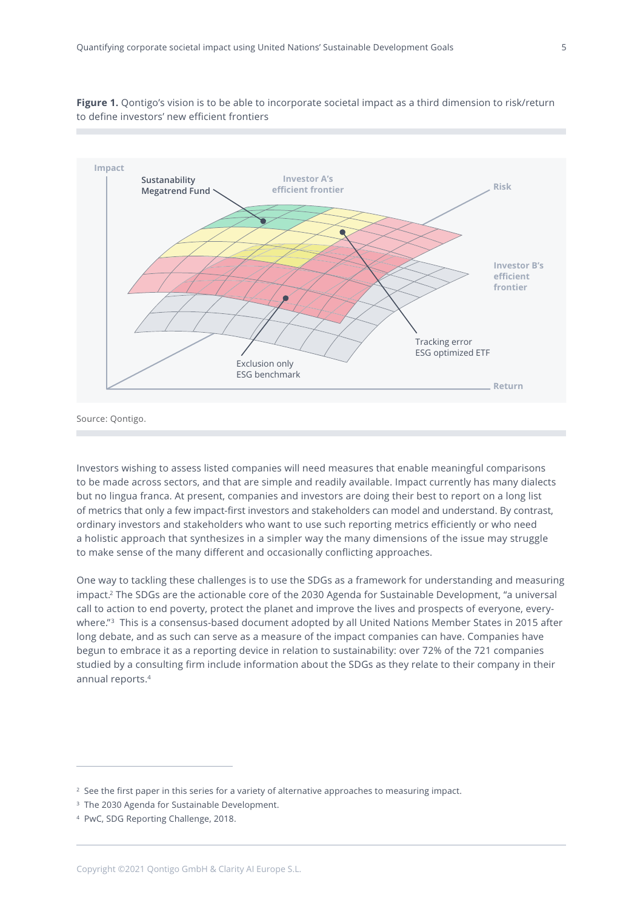**Figure 1.** Qontigo's vision is to be able to incorporate societal impact as a third dimension to risk/return to define investors' new efficient frontiers

Source: Qontigo.

Investors wishing to assess listed companies will need measures that enable meaningful comparisons to be made across sectors, and that are simple and readily available. Impact currently has many dialects but no lingua franca. At present, companies and investors are doing their best to report on a long list of metrics that only a few impact-first investors and stakeholders can model and understand. By contrast, ordinary investors and stakeholders who want to use such reporting metrics efficiently or who need a holistic approach that synthesizes in a simpler way the many dimensions of the issue may struggle to make sense of the many different and occasionally conflicting approaches.

One way to tackling these challenges is to use the SDGs as a framework for understanding and measuring impact.[2] The SDGs are the actionable core of the 2030 Agenda for Sustainable Development, "a universal call to action to end poverty, protect the planet and improve the lives and prospects of everyone, everywhere."[3] This is a consensus-based document adopted by all United Nations Member States in 2015 after long debate, and as such can serve as a measure of the impact companies can have. Companies have begun to embrace it as a reporting device in relation to sustainability: over 72% of the 721 companies studied by a consulting firm include information about the SDGs as they relate to their company in their annual reports.[4]

---

[2] See the first paper in this series for a variety of alternative approaches to measuring impact.

[3] The 2030 Agenda for Sustainable Development.

[4] PwC, SDG Reporting Challenge, 2018.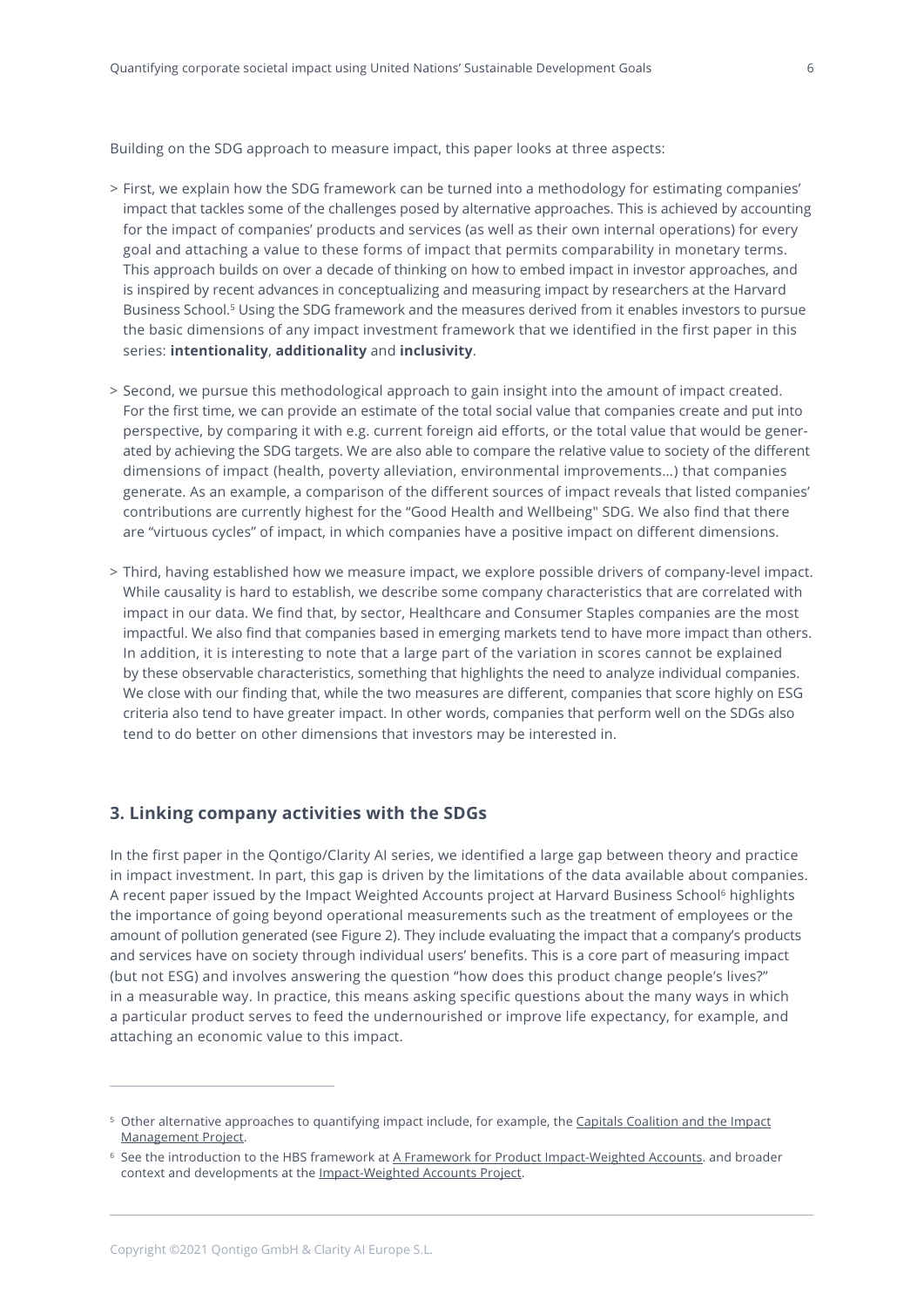Building on the SDG approach to measure impact, this paper looks at three aspects:

> First, we explain how the SDG framework can be turned into a methodology for estimating companies' impact that tackles some of the challenges posed by alternative approaches. This is achieved by accounting for the impact of companies' products and services (as well as their own internal operations) for every goal and attaching a value to these forms of impact that permits comparability in monetary terms. This approach builds on over a decade of thinking on how to embed impact in investor approaches, and is inspired by recent advances in conceptualizing and measuring impact by researchers at the Harvard Business School.[5] Using the SDG framework and the measures derived from it enables investors to pursue the basic dimensions of any impact investment framework that we identified in the first paper in this series: **intentionality**, **additionality** and **inclusivity**.

> Second, we pursue this methodological approach to gain insight into the amount of impact created. For the first time, we can provide an estimate of the total social value that companies create and put into perspective, by comparing it with e.g. current foreign aid efforts, or the total value that would be generated by achieving the SDG targets. We are also able to compare the relative value to society of the different dimensions of impact (health, poverty alleviation, environmental improvements…) that companies generate. As an example, a comparison of the different sources of impact reveals that listed companies' contributions are currently highest for the "Good Health and Wellbeing" SDG. We also find that there are "virtuous cycles" of impact, in which companies have a positive impact on different dimensions.

> Third, having established how we measure impact, we explore possible drivers of company-level impact. While causality is hard to establish, we describe some company characteristics that are correlated with impact in our data. We find that, by sector, Healthcare and Consumer Staples companies are the most impactful. We also find that companies based in emerging markets tend to have more impact than others. In addition, it is interesting to note that a large part of the variation in scores cannot be explained by these observable characteristics, something that highlights the need to analyze individual companies. We close with our finding that, while the two measures are different, companies that score highly on ESG criteria also tend to have greater impact. In other words, companies that perform well on the SDGs also tend to do better on other dimensions that investors may be interested in.

## 3. Linking company activities with the SDGs

In the first paper in the Qontigo/Clarity AI series, we identified a large gap between theory and practice in impact investment. In part, this gap is driven by the limitations of the data available about companies. A recent paper issued by the Impact Weighted Accounts project at Harvard Business School[6] highlights the importance of going beyond operational measurements such as the treatment of employees or the amount of pollution generated (see Figure 2). They include evaluating the impact that a company's products and services have on society through individual users' benefits. This is a core part of measuring impact (but not ESG) and involves answering the question "how does this product change people's lives?" in a measurable way. In practice, this means asking specific questions about the many ways in which a particular product serves to feed the undernourished or improve life expectancy, for example, and attaching an economic value to this impact.

---

[5] Other alternative approaches to quantifying impact include, for example, the Capitals Coalition and the Impact Management Project.

[6] See the introduction to the HBS framework at A Framework for Product Impact-Weighted Accounts. and broader context and developments at the Impact-Weighted Accounts Project.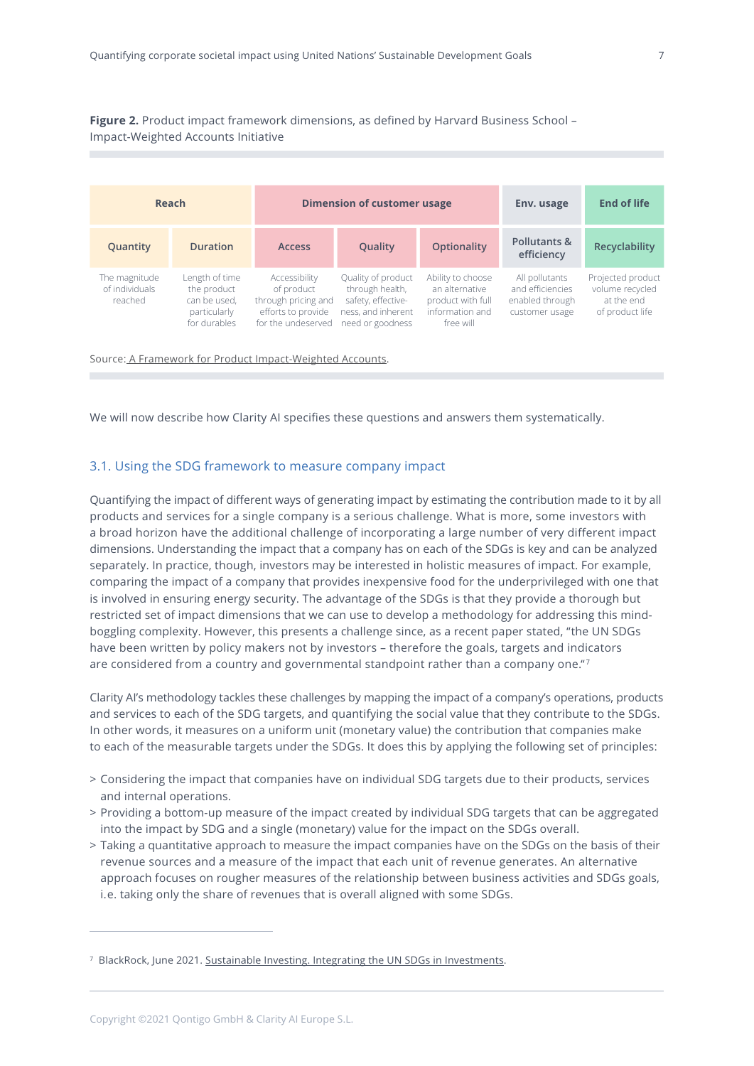**Figure 2.** Product impact framework dimensions, as defined by Harvard Business School – Impact-Weighted Accounts Initiative

| Reach | | Dimension of customer usage | | | Env. usage | End of life |
|---|---|---|---|---|---|---|
| Quantity | Duration | Access | Quality | Optionality | Pollutants & efficiency | Recyclability |
| The magnitude of individuals reached | Length of time the product can be used, particularly for durables | Accessibility of product through pricing and efforts to provide for the undeserved | Quality of product through health, safety, effectiveness, and inherent need or goodness | Ability to choose an alternative product with full information and free will | All pollutants and efficiencies enabled through customer usage | Projected product volume recycled at the end of product life |

Source: A Framework for Product Impact-Weighted Accounts.

We will now describe how Clarity AI specifies these questions and answers them systematically.

## 3.1. Using the SDG framework to measure company impact

Quantifying the impact of different ways of generating impact by estimating the contribution made to it by all products and services for a single company is a serious challenge. What is more, some investors with a broad horizon have the additional challenge of incorporating a large number of very different impact dimensions. Understanding the impact that a company has on each of the SDGs is key and can be analyzed separately. In practice, though, investors may be interested in holistic measures of impact. For example, comparing the impact of a company that provides inexpensive food for the underprivileged with one that is involved in ensuring energy security. The advantage of the SDGs is that they provide a thorough but restricted set of impact dimensions that we can use to develop a methodology for addressing this mind-boggling complexity. However, this presents a challenge since, as a recent paper stated, "the UN SDGs have been written by policy makers not by investors – therefore the goals, targets and indicators are considered from a country and governmental standpoint rather than a company one."[7]

Clarity AI's methodology tackles these challenges by mapping the impact of a company's operations, products and services to each of the SDG targets, and quantifying the social value that they contribute to the SDGs. In other words, it measures on a uniform unit (monetary value) the contribution that companies make to each of the measurable targets under the SDGs. It does this by applying the following set of principles:

> Considering the impact that companies have on individual SDG targets due to their products, services and internal operations.
> Providing a bottom-up measure of the impact created by individual SDG targets that can be aggregated into the impact by SDG and a single (monetary) value for the impact on the SDGs overall.
> Taking a quantitative approach to measure the impact companies have on the SDGs on the basis of their revenue sources and a measure of the impact that each unit of revenue generates. An alternative approach focuses on rougher measures of the relationship between business activities and SDGs goals, i.e. taking only the share of revenues that is overall aligned with some SDGs.

[7] BlackRock, June 2021. Sustainable Investing. Integrating the UN SDGs in Investments.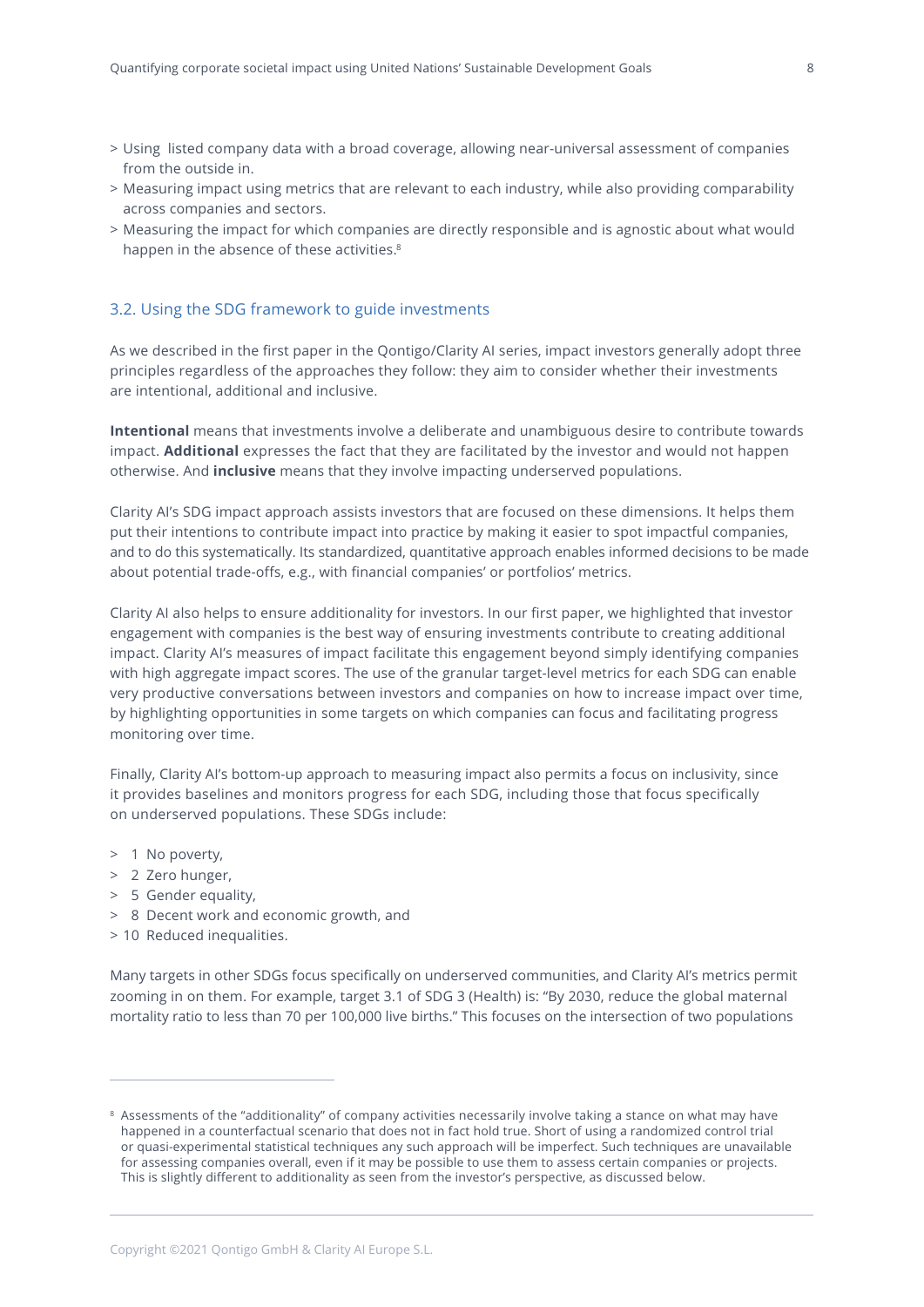- Using listed company data with a broad coverage, allowing near-universal assessment of companies from the outside in.
- Measuring impact using metrics that are relevant to each industry, while also providing comparability across companies and sectors.
- Measuring the impact for which companies are directly responsible and is agnostic about what would happen in the absence of these activities.[8]

## 3.2. Using the SDG framework to guide investments

As we described in the first paper in the Qontigo/Clarity AI series, impact investors generally adopt three principles regardless of the approaches they follow: they aim to consider whether their investments are intentional, additional and inclusive.

**Intentional** means that investments involve a deliberate and unambiguous desire to contribute towards impact. **Additional** expresses the fact that they are facilitated by the investor and would not happen otherwise. And **inclusive** means that they involve impacting underserved populations.

Clarity AI's SDG impact approach assists investors that are focused on these dimensions. It helps them put their intentions to contribute impact into practice by making it easier to spot impactful companies, and to do this systematically. Its standardized, quantitative approach enables informed decisions to be made about potential trade-offs, e.g., with financial companies' or portfolios' metrics.

Clarity AI also helps to ensure additionality for investors. In our first paper, we highlighted that investor engagement with companies is the best way of ensuring investments contribute to creating additional impact. Clarity AI's measures of impact facilitate this engagement beyond simply identifying companies with high aggregate impact scores. The use of the granular target-level metrics for each SDG can enable very productive conversations between investors and companies on how to increase impact over time, by highlighting opportunities in some targets on which companies can focus and facilitating progress monitoring over time.

Finally, Clarity AI's bottom-up approach to measuring impact also permits a focus on inclusivity, since it provides baselines and monitors progress for each SDG, including those that focus specifically on underserved populations. These SDGs include:

- 1 No poverty,
- 2 Zero hunger,
- 5 Gender equality,
- 8 Decent work and economic growth, and
- 10 Reduced inequalities.

Many targets in other SDGs focus specifically on underserved communities, and Clarity AI's metrics permit zooming in on them. For example, target 3.1 of SDG 3 (Health) is: "By 2030, reduce the global maternal mortality ratio to less than 70 per 100,000 live births." This focuses on the intersection of two populations

[8] Assessments of the "additionality" of company activities necessarily involve taking a stance on what may have happened in a counterfactual scenario that does not in fact hold true. Short of using a randomized control trial or quasi-experimental statistical techniques any such approach will be imperfect. Such techniques are unavailable for assessing companies overall, even if it may be possible to use them to assess certain companies or projects. This is slightly different to additionality as seen from the investor's perspective, as discussed below.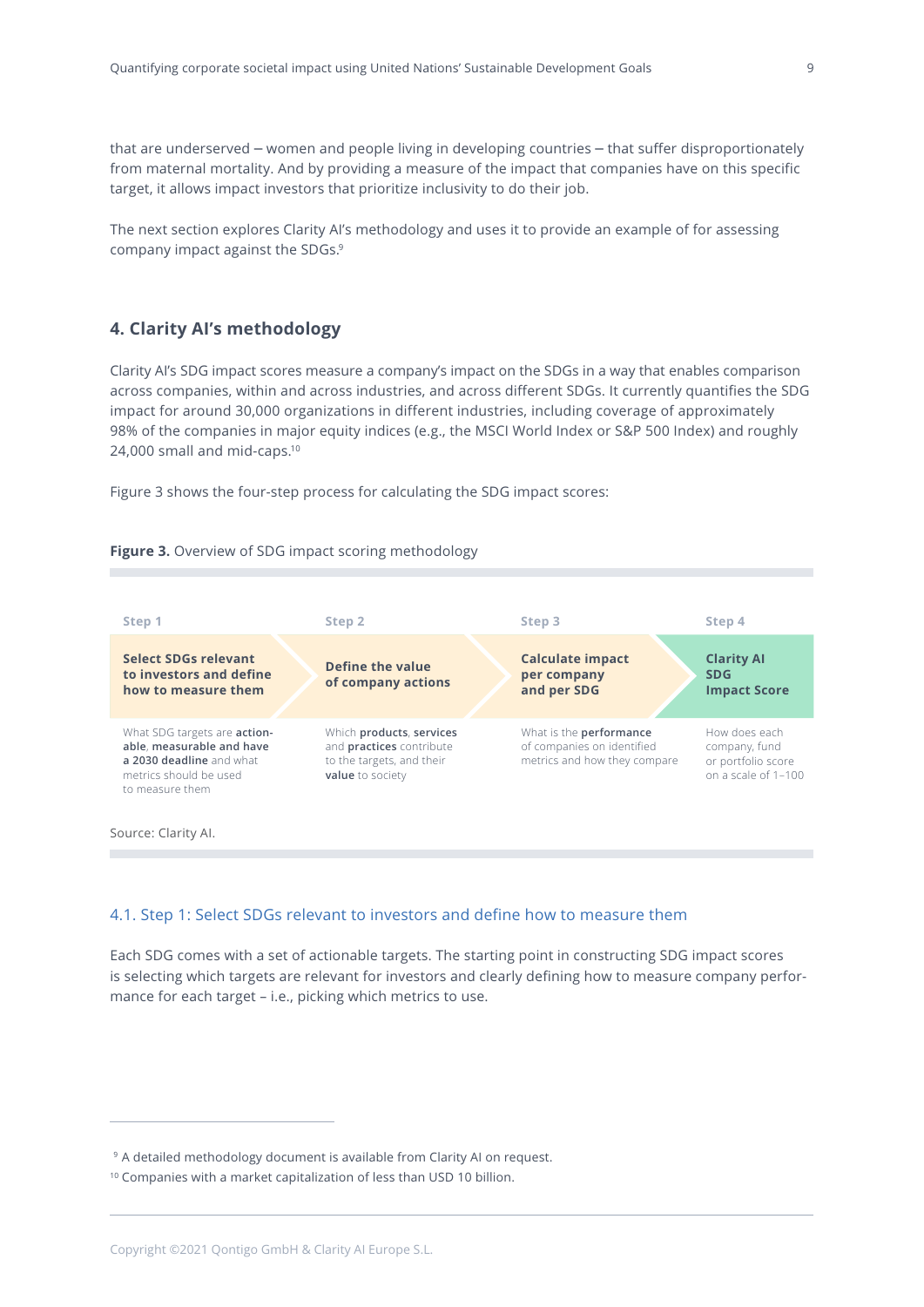that are underserved – women and people living in developing countries – that suffer disproportionately from maternal mortality. And by providing a measure of the impact that companies have on this specific target, it allows impact investors that prioritize inclusivity to do their job.

The next section explores Clarity AI's methodology and uses it to provide an example of for assessing company impact against the SDGs.[9]

## 4. Clarity AI's methodology

Clarity AI's SDG impact scores measure a company's impact on the SDGs in a way that enables comparison across companies, within and across industries, and across different SDGs. It currently quantifies the SDG impact for around 30,000 organizations in different industries, including coverage of approximately 98% of the companies in major equity indices (e.g., the MSCI World Index or S&P 500 Index) and roughly 24,000 small and mid-caps.[10]

Figure 3 shows the four-step process for calculating the SDG impact scores:

**Figure 3.** Overview of SDG impact scoring methodology

| Step 1 | Step 2 | Step 3 | Step 4 |
| --- | --- | --- | --- |
| **Select SDGs relevant to investors and define how to measure them** | **Define the value of company actions** | **Calculate impact per company and per SDG** | **Clarity AI SDG Impact Score** |
| What SDG targets are **action-able**, **measurable and have a 2030 deadline** and what metrics should be used to measure them | Which **products**, **services** and **practices** contribute to the targets, and their **value** to society | What is the **performance** of companies on identified metrics and how they compare | How does each company, fund or portfolio score on a scale of 1–100 |

Source: Clarity AI.

### 4.1. Step 1: Select SDGs relevant to investors and define how to measure them

Each SDG comes with a set of actionable targets. The starting point in constructing SDG impact scores is selecting which targets are relevant for investors and clearly defining how to measure company performance for each target – i.e., picking which metrics to use.

[9] A detailed methodology document is available from Clarity AI on request.

[10] Companies with a market capitalization of less than USD 10 billion.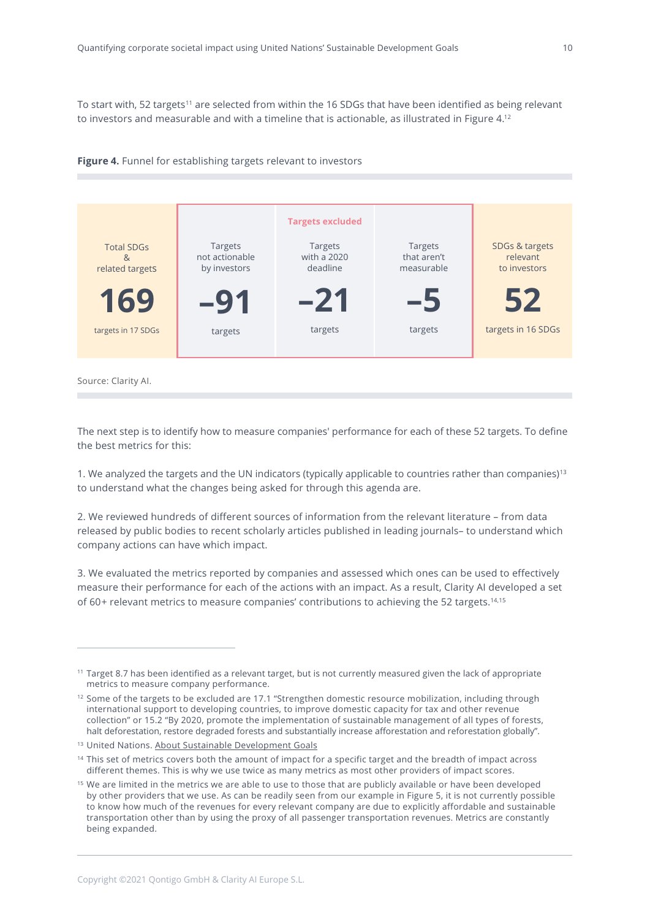To start with, 52 targets[11] are selected from within the 16 SDGs that have been identified as being relevant to investors and measurable and with a timeline that is actionable, as illustrated in Figure 4.[12]

**Figure 4.** Funnel for establishing targets relevant to investors

| Total SDGs & related targets | Targets not actionable by investors | Targets excluded: Targets with a 2020 deadline | Targets that aren't measurable | SDGs & targets relevant to investors |
|---|---|---|---|---|
| **169** | **–91** | **–21** | **–5** | **52** |
| targets in 17 SDGs | targets | targets | targets | targets in 16 SDGs |

Source: Clarity AI.

The next step is to identify how to measure companies' performance for each of these 52 targets. To define the best metrics for this:

1. We analyzed the targets and the UN indicators (typically applicable to countries rather than companies)[13] to understand what the changes being asked for through this agenda are.

2. We reviewed hundreds of different sources of information from the relevant literature – from data released by public bodies to recent scholarly articles published in leading journals– to understand which company actions can have which impact.

3. We evaluated the metrics reported by companies and assessed which ones can be used to effectively measure their performance for each of the actions with an impact. As a result, Clarity AI developed a set of 60+ relevant metrics to measure companies' contributions to achieving the 52 targets.[14,15]

---

[11] Target 8.7 has been identified as a relevant target, but is not currently measured given the lack of appropriate metrics to measure company performance.

[12] Some of the targets to be excluded are 17.1 "Strengthen domestic resource mobilization, including through international support to developing countries, to improve domestic capacity for tax and other revenue collection" or 15.2 "By 2020, promote the implementation of sustainable management of all types of forests, halt deforestation, restore degraded forests and substantially increase afforestation and reforestation globally".

[13] United Nations. About Sustainable Development Goals

[14] This set of metrics covers both the amount of impact for a specific target and the breadth of impact across different themes. This is why we use twice as many metrics as most other providers of impact scores.

[15] We are limited in the metrics we are able to use to those that are publicly available or have been developed by other providers that we use. As can be readily seen from our example in Figure 5, it is not currently possible to know how much of the revenues for every relevant company are due to explicitly affordable and sustainable transportation other than by using the proxy of all passenger transportation revenues. Metrics are constantly being expanded.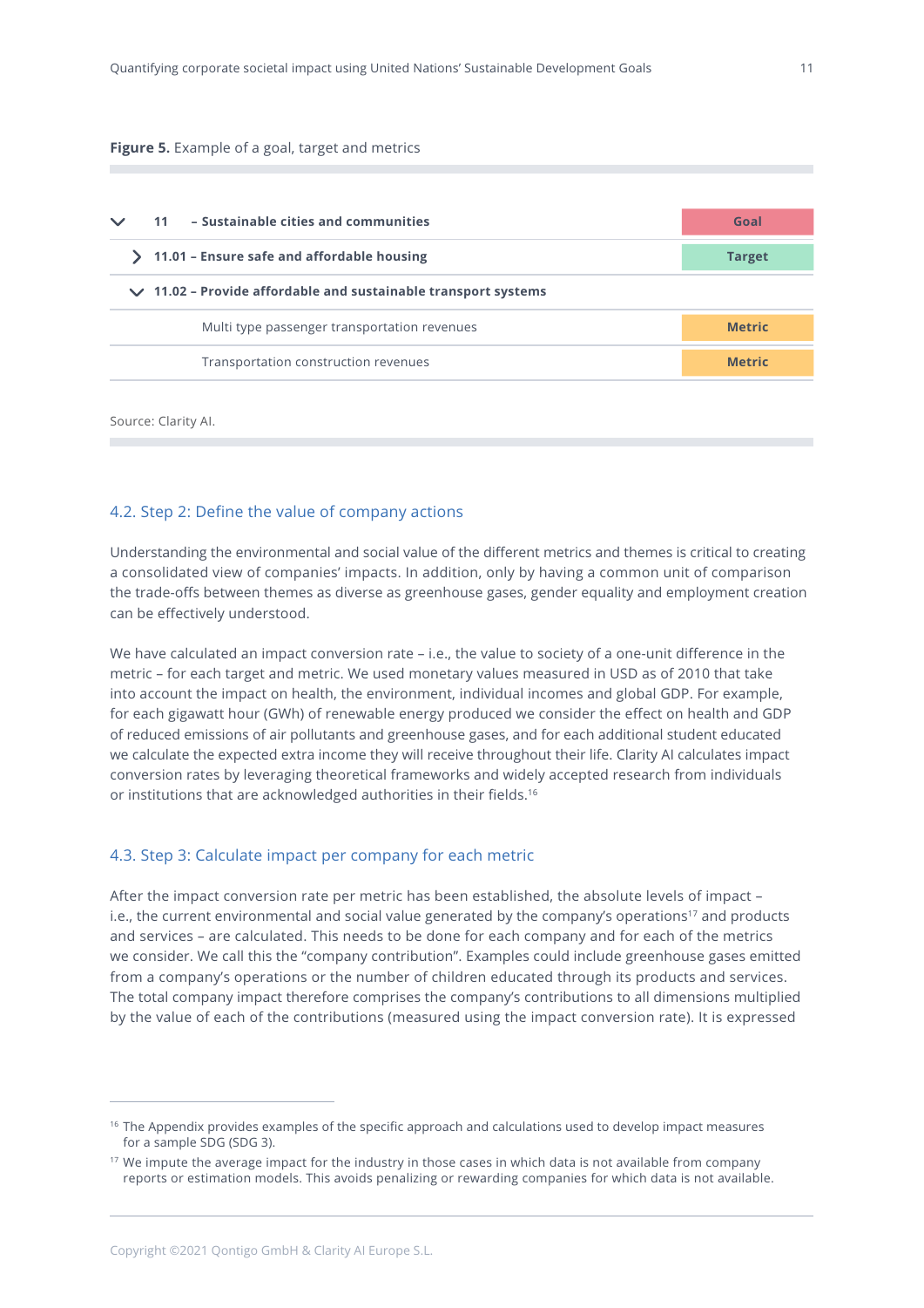**Figure 5.** Example of a goal, target and metrics

| | |
|---|---|
| 11 – Sustainable cities and communities | Goal |
| 11.01 – Ensure safe and affordable housing | Target |
| 11.02 – Provide affordable and sustainable transport systems | |
| Multi type passenger transportation revenues | Metric |
| Transportation construction revenues | Metric |

Source: Clarity AI.

## 4.2. Step 2: Define the value of company actions

Understanding the environmental and social value of the different metrics and themes is critical to creating a consolidated view of companies' impacts. In addition, only by having a common unit of comparison the trade-offs between themes as diverse as greenhouse gases, gender equality and employment creation can be effectively understood.

We have calculated an impact conversion rate – i.e., the value to society of a one-unit difference in the metric – for each target and metric. We used monetary values measured in USD as of 2010 that take into account the impact on health, the environment, individual incomes and global GDP. For example, for each gigawatt hour (GWh) of renewable energy produced we consider the effect on health and GDP of reduced emissions of air pollutants and greenhouse gases, and for each additional student educated we calculate the expected extra income they will receive throughout their life. Clarity AI calculates impact conversion rates by leveraging theoretical frameworks and widely accepted research from individuals or institutions that are acknowledged authorities in their fields.[16]

## 4.3. Step 3: Calculate impact per company for each metric

After the impact conversion rate per metric has been established, the absolute levels of impact – i.e., the current environmental and social value generated by the company's operations[17] and products and services – are calculated. This needs to be done for each company and for each of the metrics we consider. We call this the "company contribution". Examples could include greenhouse gases emitted from a company's operations or the number of children educated through its products and services. The total company impact therefore comprises the company's contributions to all dimensions multiplied by the value of each of the contributions (measured using the impact conversion rate). It is expressed

[16] The Appendix provides examples of the specific approach and calculations used to develop impact measures for a sample SDG (SDG 3).

[17] We impute the average impact for the industry in those cases in which data is not available from company reports or estimation models. This avoids penalizing or rewarding companies for which data is not available.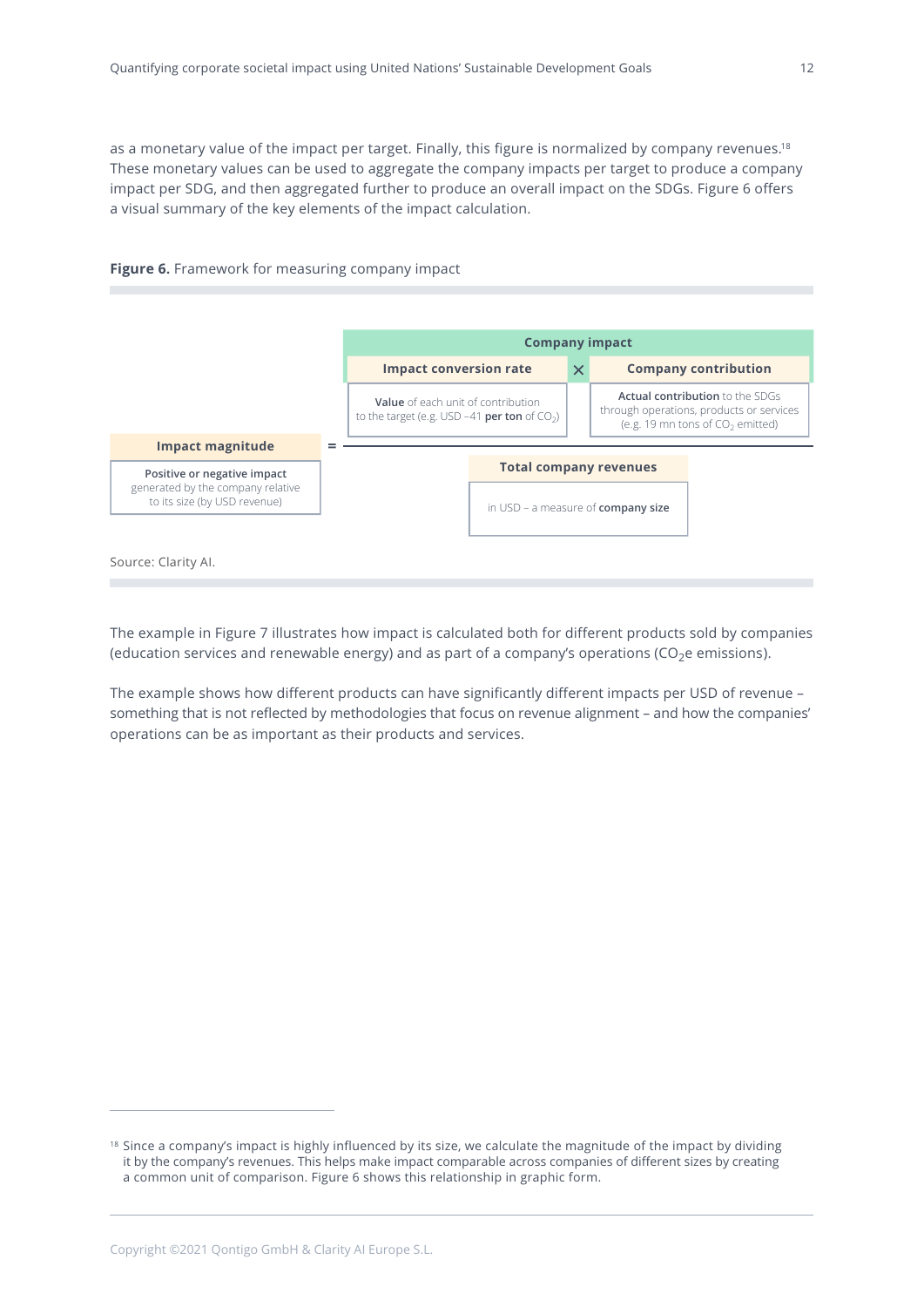as a monetary value of the impact per target. Finally, this figure is normalized by company revenues.[18] These monetary values can be used to aggregate the company impacts per target to produce a company impact per SDG, and then aggregated further to produce an overall impact on the SDGs. Figure 6 offers a visual summary of the key elements of the impact calculation.

**Figure 6.** Framework for measuring company impact

**Impact magnitude**

**Positive or negative impact** generated by the company relative to its size (by USD revenue)

=

**Company impact**

**Impact conversion rate** × **Company contribution**

**Value** of each unit of contribution to the target (e.g. USD –41 **per ton** of $CO_2$)

**Actual contribution** to the SDGs through operations, products or services (e.g. 19 mn tons of $CO_2$ emitted)

**Total company revenues**

in USD – a measure of **company size**

Source: Clarity AI.

The example in Figure 7 illustrates how impact is calculated both for different products sold by companies (education services and renewable energy) and as part of a company's operations ($CO_2e$ emissions).

The example shows how different products can have significantly different impacts per USD of revenue – something that is not reflected by methodologies that focus on revenue alignment – and how the companies' operations can be as important as their products and services.

[18] Since a company's impact is highly influenced by its size, we calculate the magnitude of the impact by dividing it by the company's revenues. This helps make impact comparable across companies of different sizes by creating a common unit of comparison. Figure 6 shows this relationship in graphic form.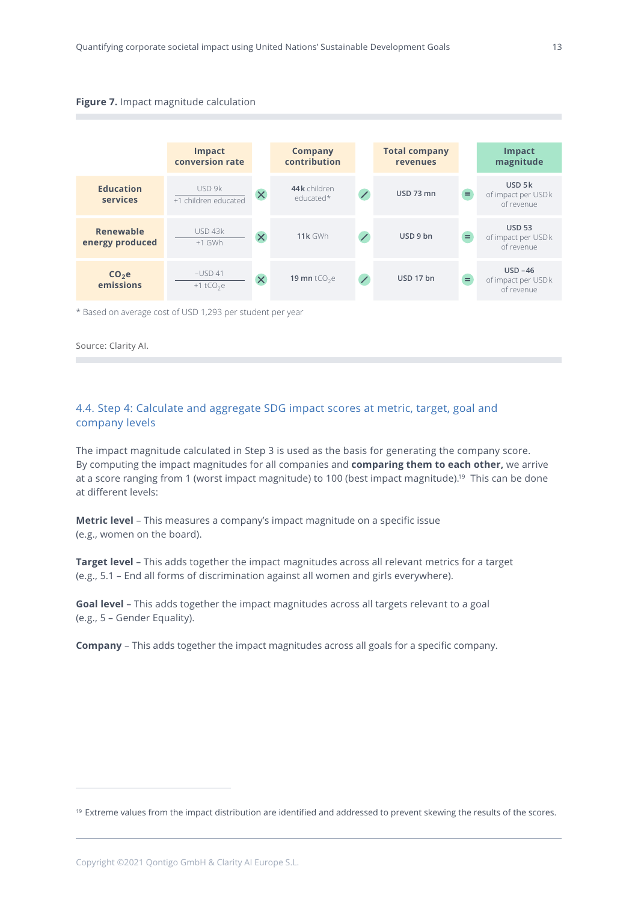**Figure 7.** Impact magnitude calculation

| | Impact conversion rate | | Company contribution | | Total company revenues | | Impact magnitude |
|---|---|---|---|---|---|---|---|
| **Education services** | USD 9k / +1 children educated | × | **44k** children educated* | / | USD 73 mn | = | USD 5k of impact per USD k of revenue |
| **Renewable energy produced** | USD 43k / +1 GWh | × | **11k** GWh | / | USD 9 bn | = | USD 53 of impact per USD k of revenue |
| **$CO_2e$ emissions** | –USD 41 / +1 $tCO_2e$ | × | **19 mn** $tCO_2e$ | / | USD 17 bn | = | USD –46 of impact per USD k of revenue |

\* Based on average cost of USD 1,293 per student per year

Source: Clarity AI.

## 4.4. Step 4: Calculate and aggregate SDG impact scores at metric, target, goal and company levels

The impact magnitude calculated in Step 3 is used as the basis for generating the company score. By computing the impact magnitudes for all companies and **comparing them to each other,** we arrive at a score ranging from 1 (worst impact magnitude) to 100 (best impact magnitude).[19] This can be done at different levels:

**Metric level** – This measures a company's impact magnitude on a specific issue (e.g., women on the board).

**Target level** – This adds together the impact magnitudes across all relevant metrics for a target (e.g., 5.1 – End all forms of discrimination against all women and girls everywhere).

**Goal level** – This adds together the impact magnitudes across all targets relevant to a goal (e.g., 5 – Gender Equality).

**Company** – This adds together the impact magnitudes across all goals for a specific company.

[19] Extreme values from the impact distribution are identified and addressed to prevent skewing the results of the scores.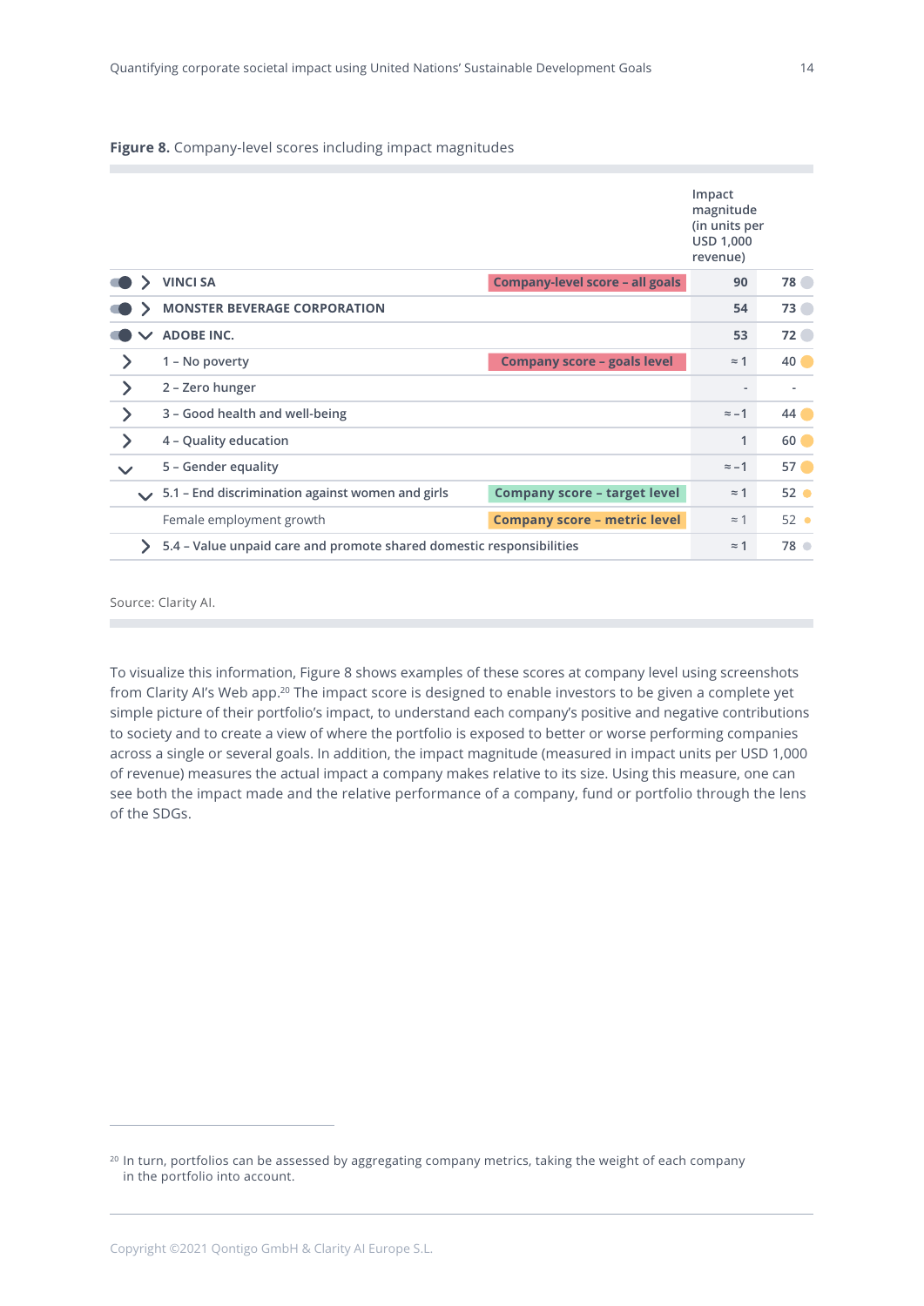**Figure 8.** Company-level scores including impact magnitudes

| | | Impact magnitude (in units per USD 1,000 revenue) | |
|---|---|---|---|
| VINCI SA | Company-level score – all goals | 90 | 78 |
| MONSTER BEVERAGE CORPORATION | | 54 | 73 |
| ADOBE INC. | | 53 | 72 |
| 1 – No poverty | Company score – goals level | ≈ 1 | 40 |
| 2 – Zero hunger | | - | - |
| 3 – Good health and well-being | | ≈ -1 | 44 |
| 4 – Quality education | | 1 | 60 |
| 5 – Gender equality | | ≈ -1 | 57 |
| 5.1 – End discrimination against women and girls | Company score – target level | ≈ 1 | 52 |
| Female employment growth | Company score – metric level | ≈ 1 | 52 |
| 5.4 – Value unpaid care and promote shared domestic responsibilities | | ≈ 1 | 78 |

Source: Clarity AI.

To visualize this information, Figure 8 shows examples of these scores at company level using screenshots from Clarity AI's Web app.[20] The impact score is designed to enable investors to be given a complete yet simple picture of their portfolio's impact, to understand each company's positive and negative contributions to society and to create a view of where the portfolio is exposed to better or worse performing companies across a single or several goals. In addition, the impact magnitude (measured in impact units per USD 1,000 of revenue) measures the actual impact a company makes relative to its size. Using this measure, one can see both the impact made and the relative performance of a company, fund or portfolio through the lens of the SDGs.

[20] In turn, portfolios can be assessed by aggregating company metrics, taking the weight of each company in the portfolio into account.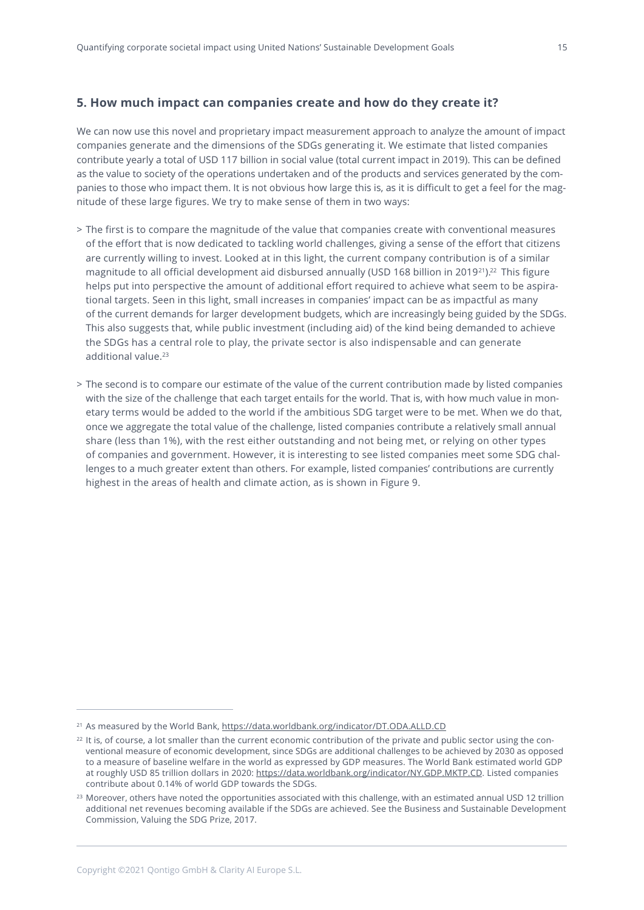## 5. How much impact can companies create and how do they create it?

We can now use this novel and proprietary impact measurement approach to analyze the amount of impact companies generate and the dimensions of the SDGs generating it. We estimate that listed companies contribute yearly a total of USD 117 billion in social value (total current impact in 2019). This can be defined as the value to society of the operations undertaken and of the products and services generated by the companies to those who impact them. It is not obvious how large this is, as it is difficult to get a feel for the magnitude of these large figures. We try to make sense of them in two ways:

> The first is to compare the magnitude of the value that companies create with conventional measures of the effort that is now dedicated to tackling world challenges, giving a sense of the effort that citizens are currently willing to invest. Looked at in this light, the current company contribution is of a similar magnitude to all official development aid disbursed annually (USD 168 billion in 2019[21]).[22] This figure helps put into perspective the amount of additional effort required to achieve what seem to be aspirational targets. Seen in this light, small increases in companies' impact can be as impactful as many of the current demands for larger development budgets, which are increasingly being guided by the SDGs. This also suggests that, while public investment (including aid) of the kind being demanded to achieve the SDGs has a central role to play, the private sector is also indispensable and can generate additional value.[23]

> The second is to compare our estimate of the value of the current contribution made by listed companies with the size of the challenge that each target entails for the world. That is, with how much value in monetary terms would be added to the world if the ambitious SDG target were to be met. When we do that, once we aggregate the total value of the challenge, listed companies contribute a relatively small annual share (less than 1%), with the rest either outstanding and not being met, or relying on other types of companies and government. However, it is interesting to see listed companies meet some SDG challenges to a much greater extent than others. For example, listed companies' contributions are currently highest in the areas of health and climate action, as is shown in Figure 9.

---

[21] As measured by the World Bank, https://data.worldbank.org/indicator/DT.ODA.ALLD.CD

[22] It is, of course, a lot smaller than the current economic contribution of the private and public sector using the conventional measure of economic development, since SDGs are additional challenges to be achieved by 2030 as opposed to a measure of baseline welfare in the world as expressed by GDP measures. The World Bank estimated world GDP at roughly USD 85 trillion dollars in 2020: https://data.worldbank.org/indicator/NY.GDP.MKTP.CD. Listed companies contribute about 0.14% of world GDP towards the SDGs.

[23] Moreover, others have noted the opportunities associated with this challenge, with an estimated annual USD 12 trillion additional net revenues becoming available if the SDGs are achieved. See the Business and Sustainable Development Commission, Valuing the SDG Prize, 2017.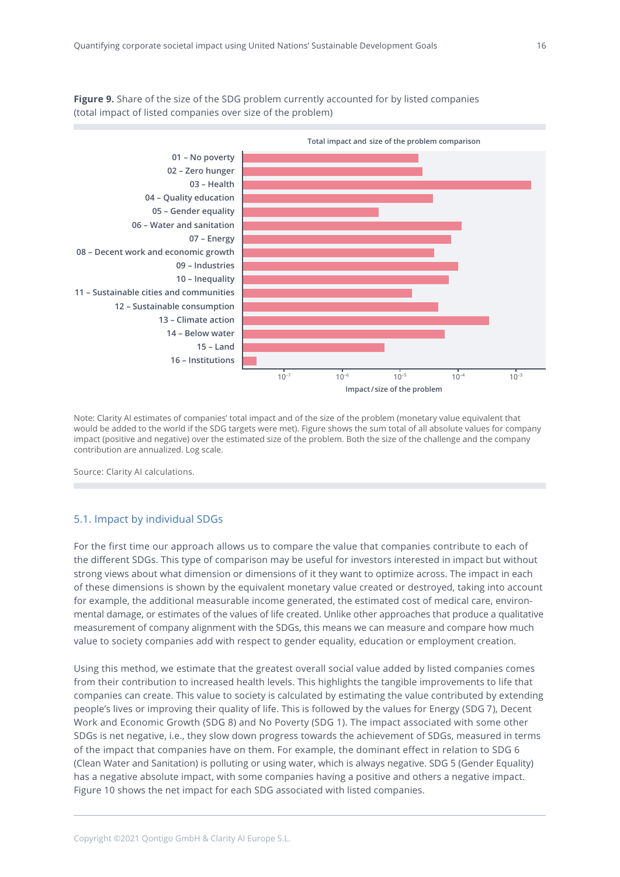**Figure 9.** Share of the size of the SDG problem currently accounted for by listed companies (total impact of listed companies over size of the problem)

Total impact and size of the problem comparison

- 01 – No poverty
- 02 – Zero hunger
- 03 – Health
- 04 – Quality education
- 05 – Gender equality
- 06 – Water and sanitation
- 07 – Energy
- 08 – Decent work and economic growth
- 09 – Industries
- 10 – Inequality
- 11 – Sustainable cities and communities
- 12 – Sustainable consumption
- 13 – Climate action
- 14 – Below water
- 15 – Land
- 16 – Institutions

$10^{-7}$ $10^{-6}$ $10^{-5}$ $10^{-4}$ $10^{-3}$

Impact / size of the problem

Note: Clarity AI estimates of companies' total impact and of the size of the problem (monetary value equivalent that would be added to the world if the SDG targets were met). Figure shows the sum total of all absolute values for company impact (positive and negative) over the estimated size of the problem. Both the size of the challenge and the company contribution are annualized. Log scale.

Source: Clarity AI calculations.

## 5.1. Impact by individual SDGs

For the first time our approach allows us to compare the value that companies contribute to each of the different SDGs. This type of comparison may be useful for investors interested in impact but without strong views about what dimension or dimensions of it they want to optimize across. The impact in each of these dimensions is shown by the equivalent monetary value created or destroyed, taking into account for example, the additional measurable income generated, the estimated cost of medical care, environmental damage, or estimates of the values of life created. Unlike other approaches that produce a qualitative measurement of company alignment with the SDGs, this means we can measure and compare how much value to society companies add with respect to gender equality, education or employment creation.

Using this method, we estimate that the greatest overall social value added by listed companies comes from their contribution to increased health levels. This highlights the tangible improvements to life that companies can create. This value to society is calculated by estimating the value contributed by extending people's lives or improving their quality of life. This is followed by the values for Energy (SDG 7), Decent Work and Economic Growth (SDG 8) and No Poverty (SDG 1). The impact associated with some other SDGs is net negative, i.e., they slow down progress towards the achievement of SDGs, measured in terms of the impact that companies have on them. For example, the dominant effect in relation to SDG 6 (Clean Water and Sanitation) is polluting or using water, which is always negative. SDG 5 (Gender Equality) has a negative absolute impact, with some companies having a positive and others a negative impact. Figure 10 shows the net impact for each SDG associated with listed companies.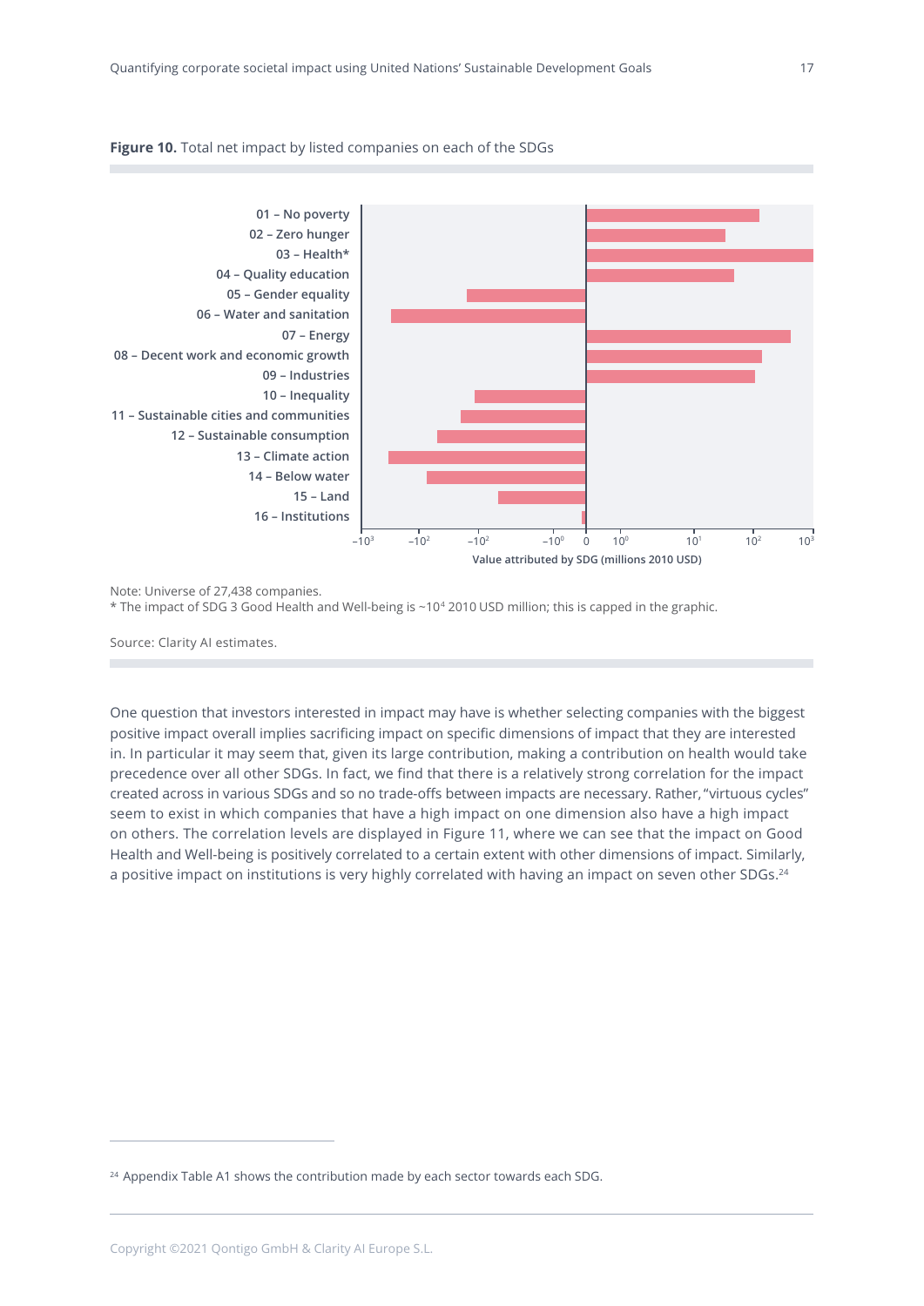**Figure 10.** Total net impact by listed companies on each of the SDGs

01 – No poverty
02 – Zero hunger
03 – Health*
04 – Quality education
05 – Gender equality
06 – Water and sanitation
07 – Energy
08 – Decent work and economic growth
09 – Industries
10 – Inequality
11 – Sustainable cities and communities
12 – Sustainable consumption
13 – Climate action
14 – Below water
15 – Land
16 – Institutions

$-10^3$ $-10^2$ $-10^2$ $-10^0$ 0 $10^0$ $10^1$ $10^2$ $10^3$

Value attributed by SDG (millions 2010 USD)

Note: Universe of 27,438 companies.
* The impact of SDG 3 Good Health and Well-being is ~$10^4$ 2010 USD million; this is capped in the graphic.

Source: Clarity AI estimates.

One question that investors interested in impact may have is whether selecting companies with the biggest positive impact overall implies sacrificing impact on specific dimensions of impact that they are interested in. In particular it may seem that, given its large contribution, making a contribution on health would take precedence over all other SDGs. In fact, we find that there is a relatively strong correlation for the impact created across in various SDGs and so no trade-offs between impacts are necessary. Rather, "virtuous cycles" seem to exist in which companies that have a high impact on one dimension also have a high impact on others. The correlation levels are displayed in Figure 11, where we can see that the impact on Good Health and Well-being is positively correlated to a certain extent with other dimensions of impact. Similarly, a positive impact on institutions is very highly correlated with having an impact on seven other SDGs.[24]

[24] Appendix Table A1 shows the contribution made by each sector towards each SDG.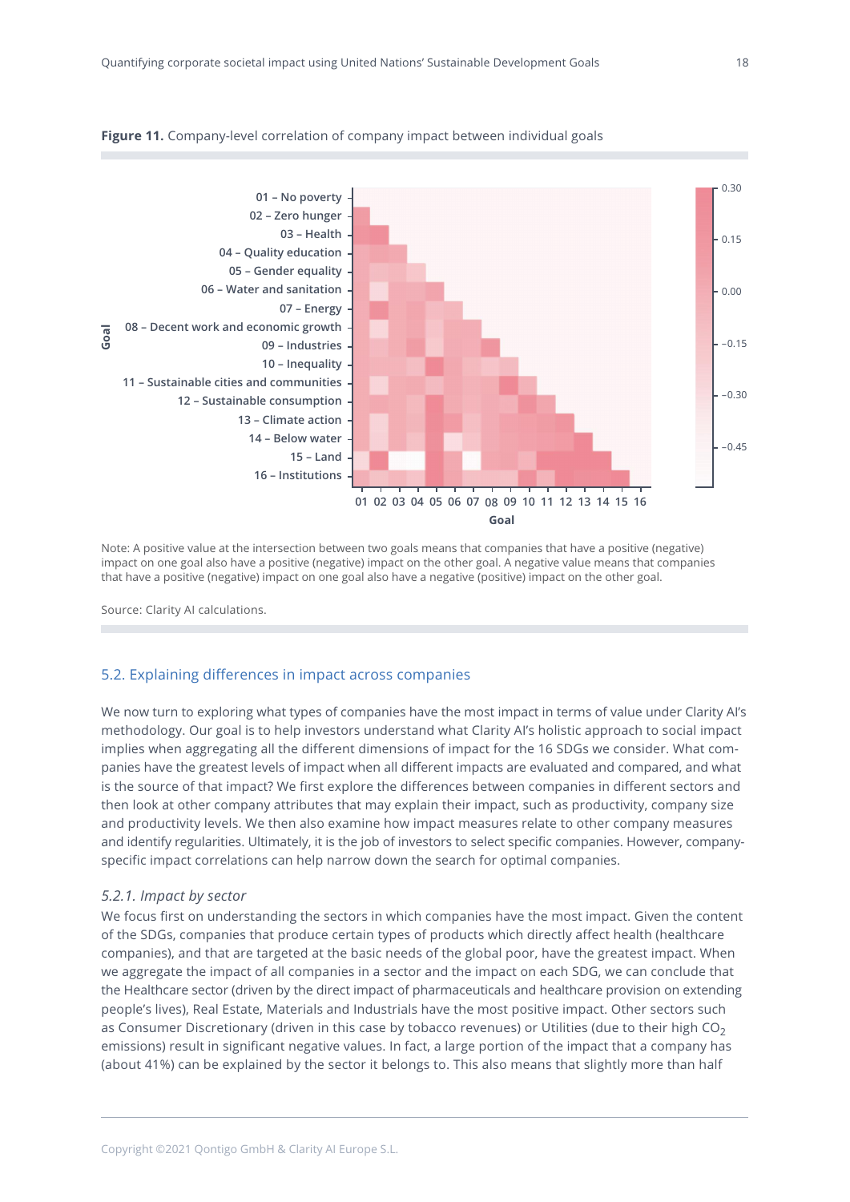**Figure 11.** Company-level correlation of company impact between individual goals

Note: A positive value at the intersection between two goals means that companies that have a positive (negative) impact on one goal also have a positive (negative) impact on the other goal. A negative value means that companies that have a positive (negative) impact on one goal also have a negative (positive) impact on the other goal.

Source: Clarity AI calculations.

## 5.2. Explaining differences in impact across companies

We now turn to exploring what types of companies have the most impact in terms of value under Clarity AI's methodology. Our goal is to help investors understand what Clarity AI's holistic approach to social impact implies when aggregating all the different dimensions of impact for the 16 SDGs we consider. What companies have the greatest levels of impact when all different impacts are evaluated and compared, and what is the source of that impact? We first explore the differences between companies in different sectors and then look at other company attributes that may explain their impact, such as productivity, company size and productivity levels. We then also examine how impact measures relate to other company measures and identify regularities. Ultimately, it is the job of investors to select specific companies. However, company-specific impact correlations can help narrow down the search for optimal companies.

### *5.2.1. Impact by sector*

We focus first on understanding the sectors in which companies have the most impact. Given the content of the SDGs, companies that produce certain types of products which directly affect health (healthcare companies), and that are targeted at the basic needs of the global poor, have the greatest impact. When we aggregate the impact of all companies in a sector and the impact on each SDG, we can conclude that the Healthcare sector (driven by the direct impact of pharmaceuticals and healthcare provision on extending people's lives), Real Estate, Materials and Industrials have the most positive impact. Other sectors such as Consumer Discretionary (driven in this case by tobacco revenues) or Utilities (due to their high $CO_2$ emissions) result in significant negative values. In fact, a large portion of the impact that a company has (about 41%) can be explained by the sector it belongs to. This also means that slightly more than half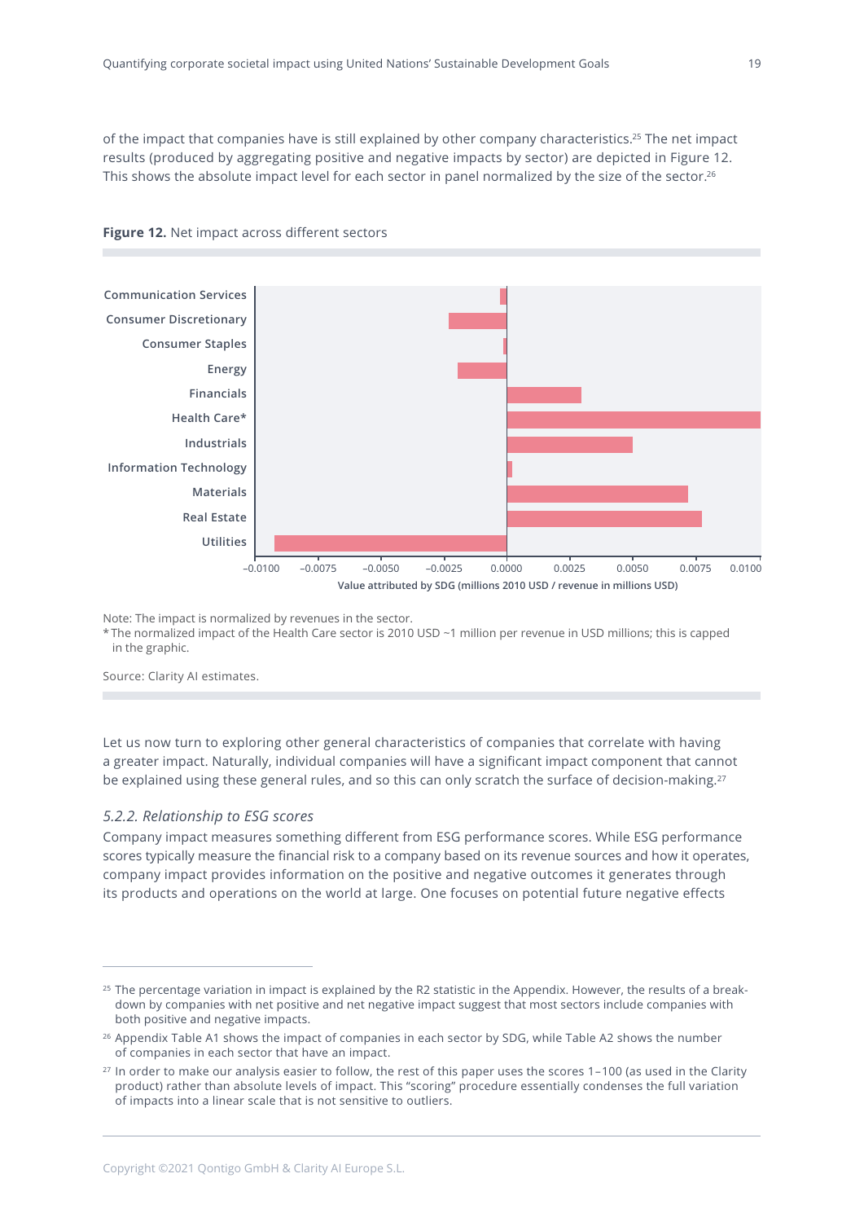of the impact that companies have is still explained by other company characteristics.[25] The net impact results (produced by aggregating positive and negative impacts by sector) are depicted in Figure 12. This shows the absolute impact level for each sector in panel normalized by the size of the sector.[26]

**Figure 12.** Net impact across different sectors

Note: The impact is normalized by revenues in the sector.
* The normalized impact of the Health Care sector is 2010 USD ~1 million per revenue in USD millions; this is capped in the graphic.

Source: Clarity AI estimates.

Let us now turn to exploring other general characteristics of companies that correlate with having a greater impact. Naturally, individual companies will have a significant impact component that cannot be explained using these general rules, and so this can only scratch the surface of decision-making.[27]

### *5.2.2. Relationship to ESG scores*

Company impact measures something different from ESG performance scores. While ESG performance scores typically measure the financial risk to a company based on its revenue sources and how it operates, company impact provides information on the positive and negative outcomes it generates through its products and operations on the world at large. One focuses on potential future negative effects

---

[25] The percentage variation in impact is explained by the R2 statistic in the Appendix. However, the results of a breakdown by companies with net positive and net negative impact suggest that most sectors include companies with both positive and negative impacts.

[26] Appendix Table A1 shows the impact of companies in each sector by SDG, while Table A2 shows the number of companies in each sector that have an impact.

[27] In order to make our analysis easier to follow, the rest of this paper uses the scores 1–100 (as used in the Clarity product) rather than absolute levels of impact. This "scoring" procedure essentially condenses the full variation of impacts into a linear scale that is not sensitive to outliers.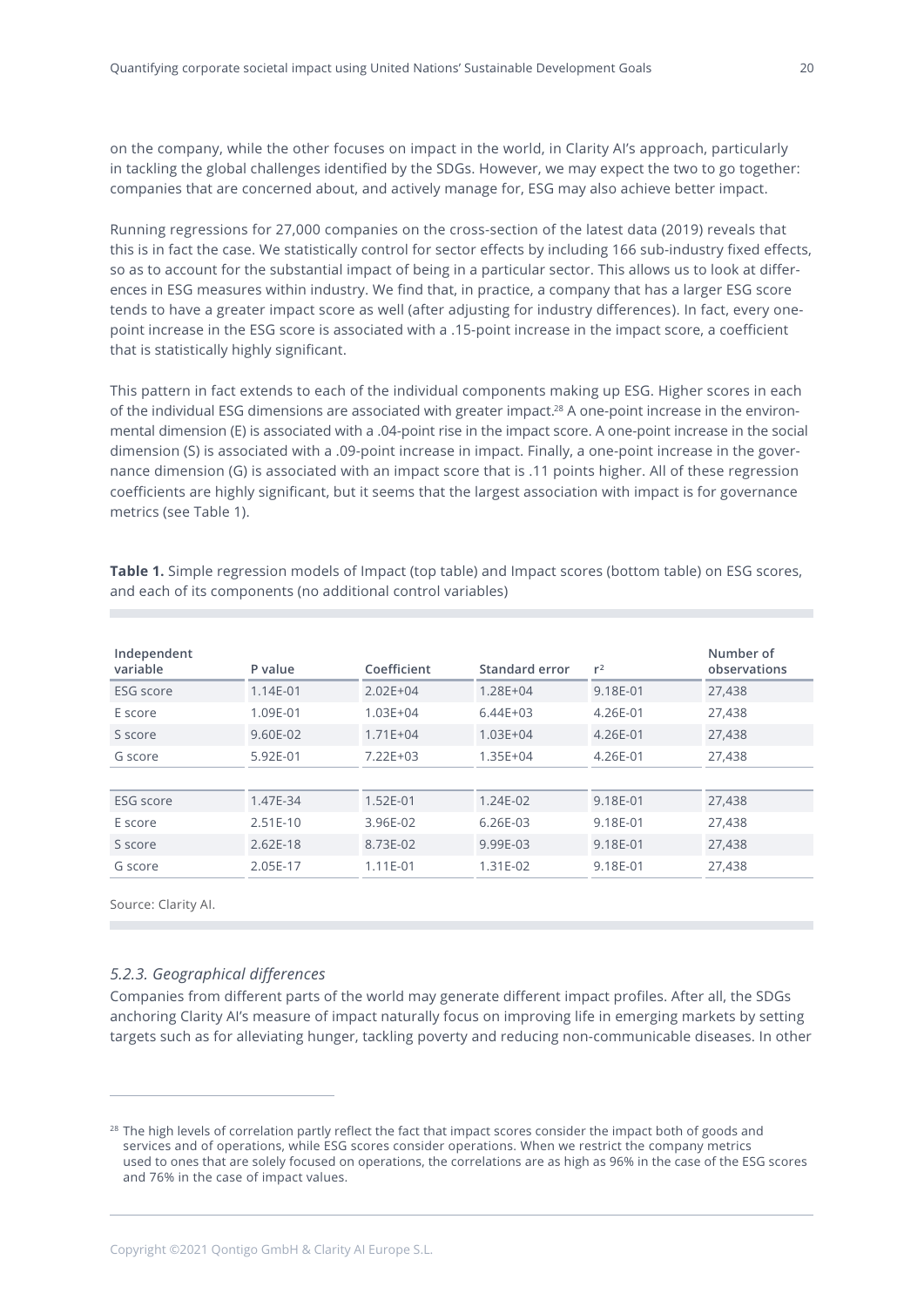on the company, while the other focuses on impact in the world, in Clarity AI's approach, particularly in tackling the global challenges identified by the SDGs. However, we may expect the two to go together: companies that are concerned about, and actively manage for, ESG may also achieve better impact.

Running regressions for 27,000 companies on the cross-section of the latest data (2019) reveals that this is in fact the case. We statistically control for sector effects by including 166 sub-industry fixed effects, so as to account for the substantial impact of being in a particular sector. This allows us to look at differences in ESG measures within industry. We find that, in practice, a company that has a larger ESG score tends to have a greater impact score as well (after adjusting for industry differences). In fact, every one-point increase in the ESG score is associated with a .15-point increase in the impact score, a coefficient that is statistically highly significant.

This pattern in fact extends to each of the individual components making up ESG. Higher scores in each of the individual ESG dimensions are associated with greater impact.[28] A one-point increase in the environmental dimension (E) is associated with a .04-point rise in the impact score. A one-point increase in the social dimension (S) is associated with a .09-point increase in impact. Finally, a one-point increase in the governance dimension (G) is associated with an impact score that is .11 points higher. All of these regression coefficients are highly significant, but it seems that the largest association with impact is for governance metrics (see Table 1).

**Table 1.** Simple regression models of Impact (top table) and Impact scores (bottom table) on ESG scores, and each of its components (no additional control variables)

| Independent variable | P value | Coefficient | Standard error | $r^2$ | Number of observations |
|---|---|---|---|---|---|
| ESG score | 1.14E-01 | 2.02E+04 | 1.28E+04 | 9.18E-01 | 27,438 |
| E score | 1.09E-01 | 1.03E+04 | 6.44E+03 | 4.26E-01 | 27,438 |
| S score | 9.60E-02 | 1.71E+04 | 1.03E+04 | 4.26E-01 | 27,438 |
| G score | 5.92E-01 | 7.22E+03 | 1.35E+04 | 4.26E-01 | 27,438 |
| | | | | | |
| ESG score | 1.47E-34 | 1.52E-01 | 1.24E-02 | 9.18E-01 | 27,438 |
| E score | 2.51E-10 | 3.96E-02 | 6.26E-03 | 9.18E-01 | 27,438 |
| S score | 2.62E-18 | 8.73E-02 | 9.99E-03 | 9.18E-01 | 27,438 |
| G score | 2.05E-17 | 1.11E-01 | 1.31E-02 | 9.18E-01 | 27,438 |

Source: Clarity AI.

### *5.2.3. Geographical differences*

Companies from different parts of the world may generate different impact profiles. After all, the SDGs anchoring Clarity AI's measure of impact naturally focus on improving life in emerging markets by setting targets such as for alleviating hunger, tackling poverty and reducing non-communicable diseases. In other

[28] The high levels of correlation partly reflect the fact that impact scores consider the impact both of goods and services and of operations, while ESG scores consider operations. When we restrict the company metrics used to ones that are solely focused on operations, the correlations are as high as 96% in the case of the ESG scores and 76% in the case of impact values.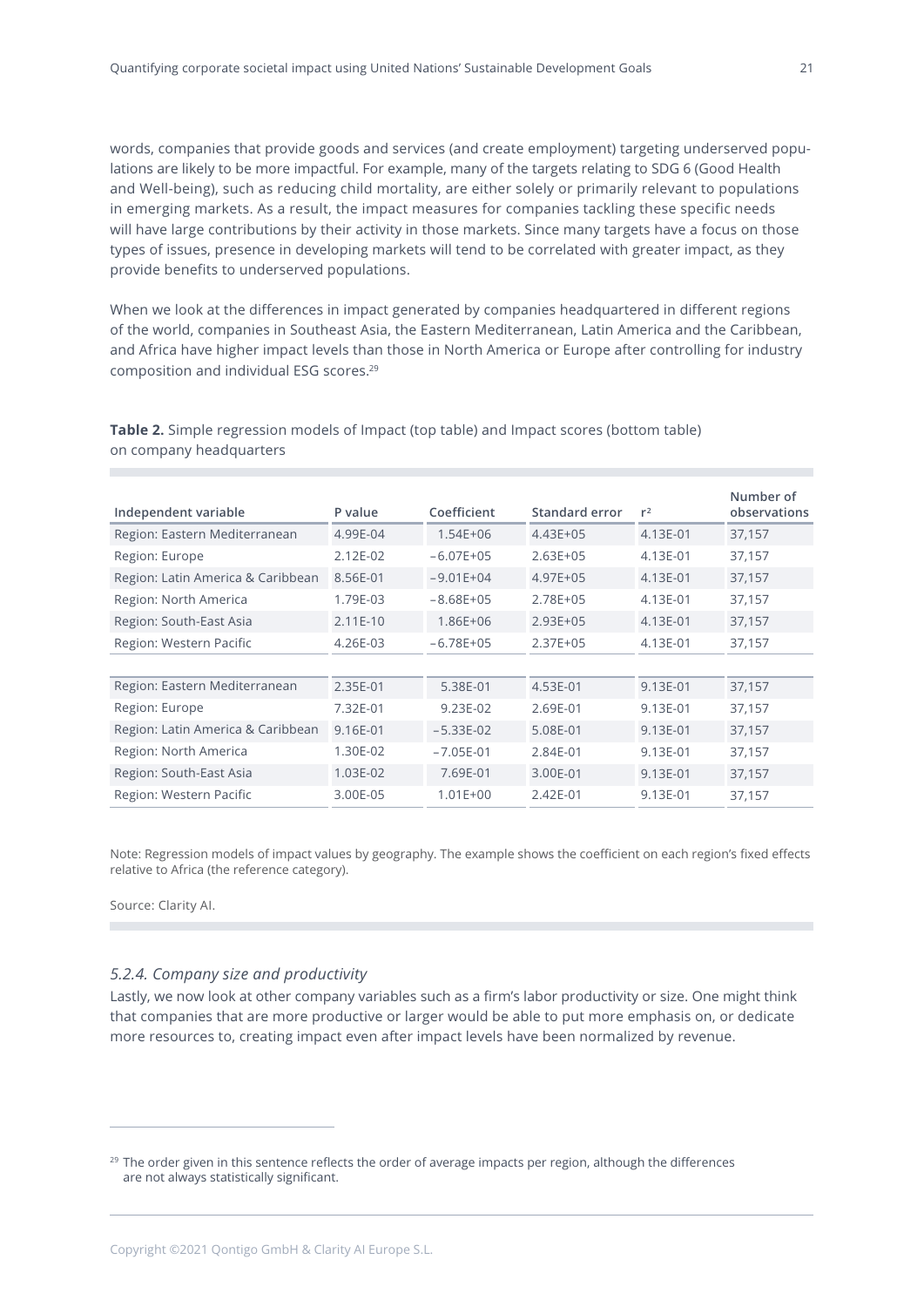words, companies that provide goods and services (and create employment) targeting underserved populations are likely to be more impactful. For example, many of the targets relating to SDG 6 (Good Health and Well-being), such as reducing child mortality, are either solely or primarily relevant to populations in emerging markets. As a result, the impact measures for companies tackling these specific needs will have large contributions by their activity in those markets. Since many targets have a focus on those types of issues, presence in developing markets will tend to be correlated with greater impact, as they provide benefits to underserved populations.

When we look at the differences in impact generated by companies headquartered in different regions of the world, companies in Southeast Asia, the Eastern Mediterranean, Latin America and the Caribbean, and Africa have higher impact levels than those in North America or Europe after controlling for industry composition and individual ESG scores.[29]

**Table 2.** Simple regression models of Impact (top table) and Impact scores (bottom table) on company headquarters

| Independent variable | P value | Coefficient | Standard error | $r^2$ | Number of observations |
|---|---|---|---|---|---|
| Region: Eastern Mediterranean | 4.99E-04 | 1.54E+06 | 4.43E+05 | 4.13E-01 | 37,157 |
| Region: Europe | 2.12E-02 | −6.07E+05 | 2.63E+05 | 4.13E-01 | 37,157 |
| Region: Latin America & Caribbean | 8.56E-01 | −9.01E+04 | 4.97E+05 | 4.13E-01 | 37,157 |
| Region: North America | 1.79E-03 | −8.68E+05 | 2.78E+05 | 4.13E-01 | 37,157 |
| Region: South-East Asia | 2.11E-10 | 1.86E+06 | 2.93E+05 | 4.13E-01 | 37,157 |
| Region: Western Pacific | 4.26E-03 | −6.78E+05 | 2.37E+05 | 4.13E-01 | 37,157 |
| | | | | | |
| Region: Eastern Mediterranean | 2.35E-01 | 5.38E-01 | 4.53E-01 | 9.13E-01 | 37,157 |
| Region: Europe | 7.32E-01 | 9.23E-02 | 2.69E-01 | 9.13E-01 | 37,157 |
| Region: Latin America & Caribbean | 9.16E-01 | −5.33E-02 | 5.08E-01 | 9.13E-01 | 37,157 |
| Region: North America | 1.30E-02 | −7.05E-01 | 2.84E-01 | 9.13E-01 | 37,157 |
| Region: South-East Asia | 1.03E-02 | 7.69E-01 | 3.00E-01 | 9.13E-01 | 37,157 |
| Region: Western Pacific | 3.00E-05 | 1.01E+00 | 2.42E-01 | 9.13E-01 | 37,157 |

Note: Regression models of impact values by geography. The example shows the coefficient on each region's fixed effects relative to Africa (the reference category).

Source: Clarity AI.

### *5.2.4. Company size and productivity*

Lastly, we now look at other company variables such as a firm's labor productivity or size. One might think that companies that are more productive or larger would be able to put more emphasis on, or dedicate more resources to, creating impact even after impact levels have been normalized by revenue.

[29] The order given in this sentence reflects the order of average impacts per region, although the differences are not always statistically significant.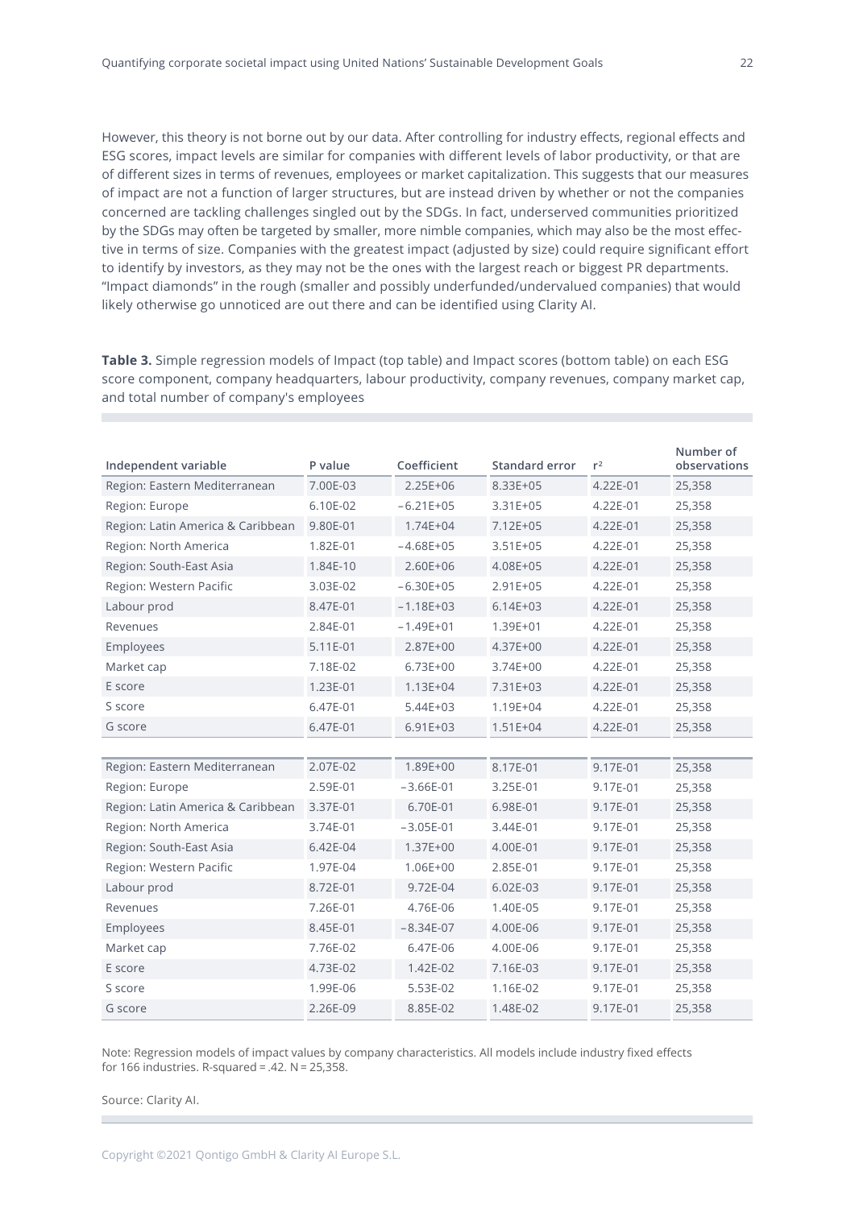However, this theory is not borne out by our data. After controlling for industry effects, regional effects and ESG scores, impact levels are similar for companies with different levels of labor productivity, or that are of different sizes in terms of revenues, employees or market capitalization. This suggests that our measures of impact are not a function of larger structures, but are instead driven by whether or not the companies concerned are tackling challenges singled out by the SDGs. In fact, underserved communities prioritized by the SDGs may often be targeted by smaller, more nimble companies, which may also be the most effective in terms of size. Companies with the greatest impact (adjusted by size) could require significant effort to identify by investors, as they may not be the ones with the largest reach or biggest PR departments. "Impact diamonds" in the rough (smaller and possibly underfunded/undervalued companies) that would likely otherwise go unnoticed are out there and can be identified using Clarity AI.

**Table 3.** Simple regression models of Impact (top table) and Impact scores (bottom table) on each ESG score component, company headquarters, labour productivity, company revenues, company market cap, and total number of company's employees

| Independent variable | P value | Coefficient | Standard error | $r^2$ | Number of observations |
|---|---|---|---|---|---|
| Region: Eastern Mediterranean | 7.00E-03 | 2.25E+06 | 8.33E+05 | 4.22E-01 | 25,358 |
| Region: Europe | 6.10E-02 | −6.21E+05 | 3.31E+05 | 4.22E-01 | 25,358 |
| Region: Latin America & Caribbean | 9.80E-01 | 1.74E+04 | 7.12E+05 | 4.22E-01 | 25,358 |
| Region: North America | 1.82E-01 | −4.68E+05 | 3.51E+05 | 4.22E-01 | 25,358 |
| Region: South-East Asia | 1.84E-10 | 2.60E+06 | 4.08E+05 | 4.22E-01 | 25,358 |
| Region: Western Pacific | 3.03E-02 | −6.30E+05 | 2.91E+05 | 4.22E-01 | 25,358 |
| Labour prod | 8.47E-01 | −1.18E+03 | 6.14E+03 | 4.22E-01 | 25,358 |
| Revenues | 2.84E-01 | −1.49E+01 | 1.39E+01 | 4.22E-01 | 25,358 |
| Employees | 5.11E-01 | 2.87E+00 | 4.37E+00 | 4.22E-01 | 25,358 |
| Market cap | 7.18E-02 | 6.73E+00 | 3.74E+00 | 4.22E-01 | 25,358 |
| E score | 1.23E-01 | 1.13E+04 | 7.31E+03 | 4.22E-01 | 25,358 |
| S score | 6.47E-01 | 5.44E+03 | 1.19E+04 | 4.22E-01 | 25,358 |
| G score | 6.47E-01 | 6.91E+03 | 1.51E+04 | 4.22E-01 | 25,358 |
| | | | | | |
| Region: Eastern Mediterranean | 2.07E-02 | 1.89E+00 | 8.17E-01 | 9.17E-01 | 25,358 |
| Region: Europe | 2.59E-01 | −3.66E-01 | 3.25E-01 | 9.17E-01 | 25,358 |
| Region: Latin America & Caribbean | 3.37E-01 | 6.70E-01 | 6.98E-01 | 9.17E-01 | 25,358 |
| Region: North America | 3.74E-01 | −3.05E-01 | 3.44E-01 | 9.17E-01 | 25,358 |
| Region: South-East Asia | 6.42E-04 | 1.37E+00 | 4.00E-01 | 9.17E-01 | 25,358 |
| Region: Western Pacific | 1.97E-04 | 1.06E+00 | 2.85E-01 | 9.17E-01 | 25,358 |
| Labour prod | 8.72E-01 | 9.72E-04 | 6.02E-03 | 9.17E-01 | 25,358 |
| Revenues | 7.26E-01 | 4.76E-06 | 1.40E-05 | 9.17E-01 | 25,358 |
| Employees | 8.45E-01 | −8.34E-07 | 4.00E-06 | 9.17E-01 | 25,358 |
| Market cap | 7.76E-02 | 6.47E-06 | 4.00E-06 | 9.17E-01 | 25,358 |
| E score | 4.73E-02 | 1.42E-02 | 7.16E-03 | 9.17E-01 | 25,358 |
| S score | 1.99E-06 | 5.53E-02 | 1.16E-02 | 9.17E-01 | 25,358 |
| G score | 2.26E-09 | 8.85E-02 | 1.48E-02 | 9.17E-01 | 25,358 |

Note: Regression models of impact values by company characteristics. All models include industry fixed effects for 166 industries. R-squared = .42. N = 25,358.

Source: Clarity AI.

Copyright ©2021 Qontigo GmbH & Clarity AI Europe S.L.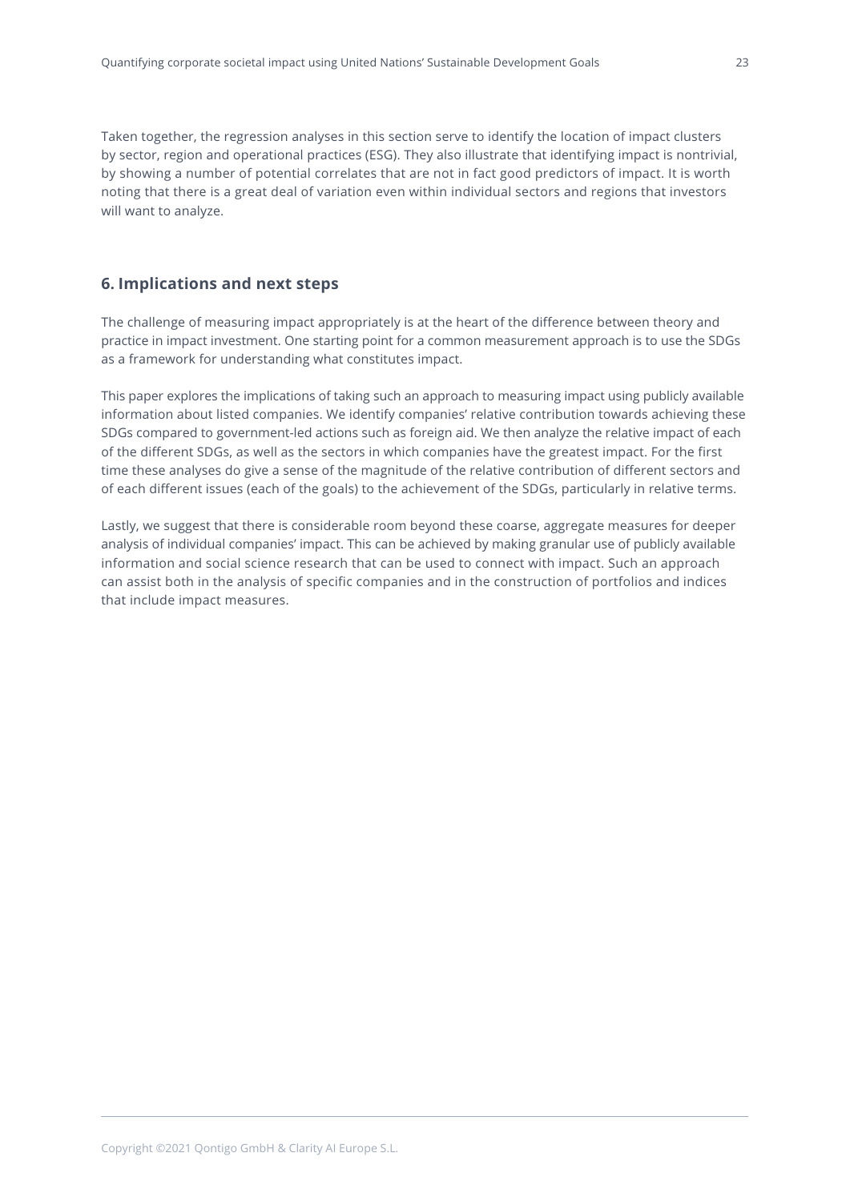Taken together, the regression analyses in this section serve to identify the location of impact clusters by sector, region and operational practices (ESG). They also illustrate that identifying impact is nontrivial, by showing a number of potential correlates that are not in fact good predictors of impact. It is worth noting that there is a great deal of variation even within individual sectors and regions that investors will want to analyze.

## 6. Implications and next steps

The challenge of measuring impact appropriately is at the heart of the difference between theory and practice in impact investment. One starting point for a common measurement approach is to use the SDGs as a framework for understanding what constitutes impact.

This paper explores the implications of taking such an approach to measuring impact using publicly available information about listed companies. We identify companies' relative contribution towards achieving these SDGs compared to government-led actions such as foreign aid. We then analyze the relative impact of each of the different SDGs, as well as the sectors in which companies have the greatest impact. For the first time these analyses do give a sense of the magnitude of the relative contribution of different sectors and of each different issues (each of the goals) to the achievement of the SDGs, particularly in relative terms.

Lastly, we suggest that there is considerable room beyond these coarse, aggregate measures for deeper analysis of individual companies' impact. This can be achieved by making granular use of publicly available information and social science research that can be used to connect with impact. Such an approach can assist both in the analysis of specific companies and in the construction of portfolios and indices that include impact measures.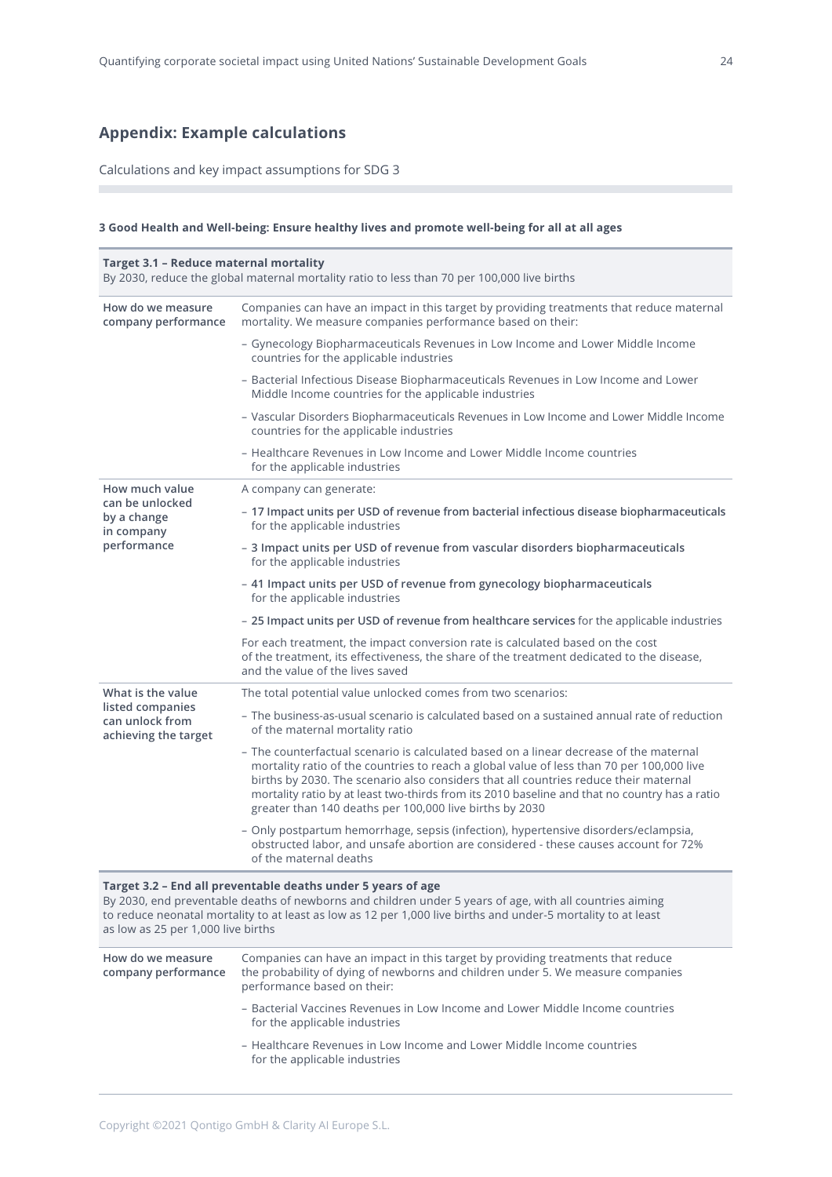## Appendix: Example calculations

Calculations and key impact assumptions for SDG 3

**3 Good Health and Well-being: Ensure healthy lives and promote well-being for all at all ages**

| **Target 3.1 – Reduce maternal mortality**<br>By 2030, reduce the global maternal mortality ratio to less than 70 per 100,000 live births | |
|---|---|
| **How do we measure company performance** | Companies can have an impact in this target by providing treatments that reduce maternal mortality. We measure companies performance based on their:<br>– Gynecology Biopharmaceuticals Revenues in Low Income and Lower Middle Income countries for the applicable industries<br>– Bacterial Infectious Disease Biopharmaceuticals Revenues in Low Income and Lower Middle Income countries for the applicable industries<br>– Vascular Disorders Biopharmaceuticals Revenues in Low Income and Lower Middle Income countries for the applicable industries<br>– Healthcare Revenues in Low Income and Lower Middle Income countries for the applicable industries |
| **How much value can be unlocked by a change in company performance** | A company can generate:<br>– **17 Impact units per USD of revenue from bacterial infectious disease biopharmaceuticals** for the applicable industries<br>– **3 Impact units per USD of revenue from vascular disorders biopharmaceuticals** for the applicable industries<br>– **41 Impact units per USD of revenue from gynecology biopharmaceuticals** for the applicable industries<br>– **25 Impact units per USD of revenue from healthcare services** for the applicable industries<br>For each treatment, the impact conversion rate is calculated based on the cost of the treatment, its effectiveness, the share of the treatment dedicated to the disease, and the value of the lives saved |
| **What is the value listed companies can unlock from achieving the target** | The total potential value unlocked comes from two scenarios:<br>– The business-as-usual scenario is calculated based on a sustained annual rate of reduction of the maternal mortality ratio<br>– The counterfactual scenario is calculated based on a linear decrease of the maternal mortality ratio of the countries to reach a global value of less than 70 per 100,000 live births by 2030. The scenario also considers that all countries reduce their maternal mortality ratio by at least two-thirds from its 2010 baseline and that no country has a ratio greater than 140 deaths per 100,000 live births by 2030<br>– Only postpartum hemorrhage, sepsis (infection), hypertensive disorders/eclampsia, obstructed labor, and unsafe abortion are considered - these causes account for 72% of the maternal deaths |

| **Target 3.2 – End all preventable deaths under 5 years of age**<br>By 2030, end preventable deaths of newborns and children under 5 years of age, with all countries aiming to reduce neonatal mortality to at least as low as 12 per 1,000 live births and under-5 mortality to at least as low as 25 per 1,000 live births | |
|---|---|
| **How do we measure company performance** | Companies can have an impact in this target by providing treatments that reduce the probability of dying of newborns and children under 5. We measure companies performance based on their:<br>– Bacterial Vaccines Revenues in Low Income and Lower Middle Income countries for the applicable industries<br>– Healthcare Revenues in Low Income and Lower Middle Income countries for the applicable industries |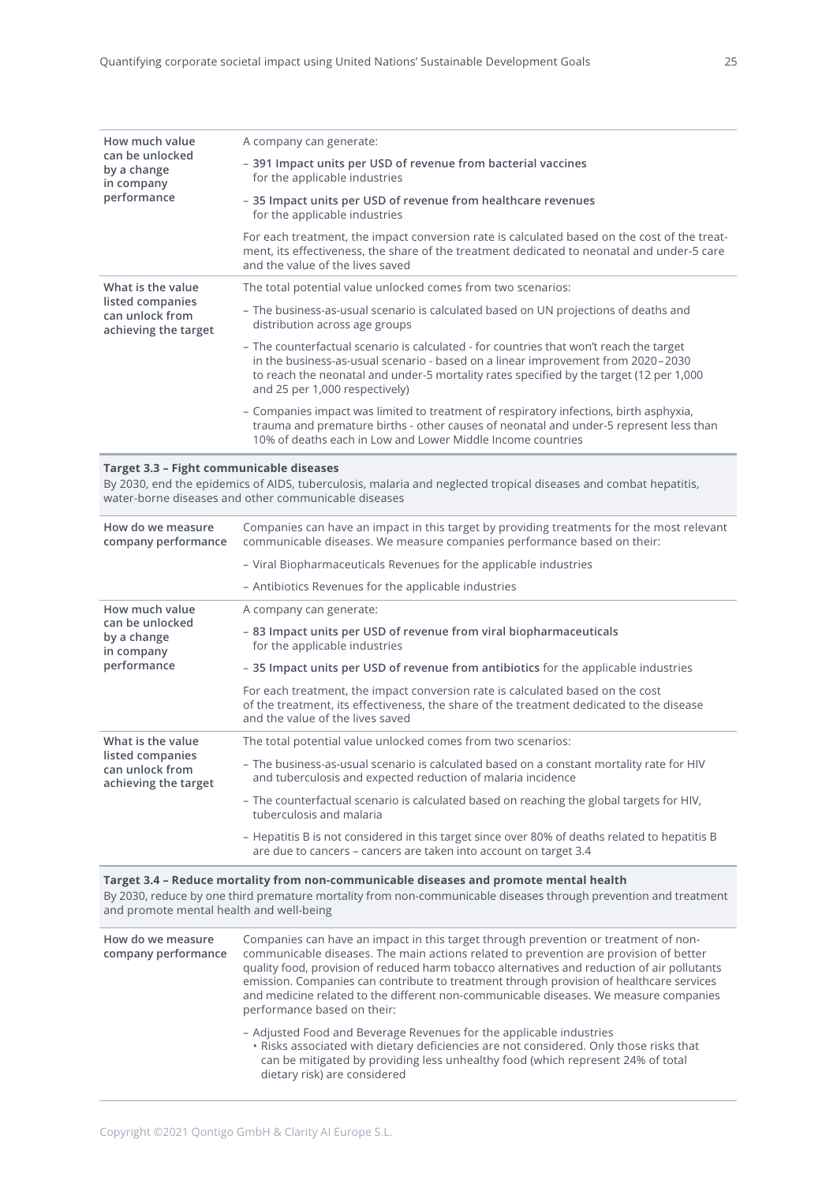| | |
|---|---|
| **How much value can be unlocked by a change in company performance** | A company can generate:<br>– **391 Impact units per USD of revenue from bacterial vaccines** for the applicable industries<br>– **35 Impact units per USD of revenue from healthcare revenues** for the applicable industries<br>For each treatment, the impact conversion rate is calculated based on the cost of the treatment, its effectiveness, the share of the treatment dedicated to neonatal and under-5 care and the value of the lives saved |
| **What is the value listed companies can unlock from achieving the target** | The total potential value unlocked comes from two scenarios:<br>– The business-as-usual scenario is calculated based on UN projections of deaths and distribution across age groups<br>– The counterfactual scenario is calculated - for countries that won't reach the target in the business-as-usual scenario - based on a linear improvement from 2020–2030 to reach the neonatal and under-5 mortality rates specified by the target (12 per 1,000 and 25 per 1,000 respectively)<br>– Companies impact was limited to treatment of respiratory infections, birth asphyxia, trauma and premature births - other causes of neonatal and under-5 represent less than 10% of deaths each in Low and Lower Middle Income countries |

**Target 3.3 – Fight communicable diseases**
By 2030, end the epidemics of AIDS, tuberculosis, malaria and neglected tropical diseases and combat hepatitis, water-borne diseases and other communicable diseases

| | |
|---|---|
| **How do we measure company performance** | Companies can have an impact in this target by providing treatments for the most relevant communicable diseases. We measure companies performance based on their:<br>– Viral Biopharmaceuticals Revenues for the applicable industries<br>– Antibiotics Revenues for the applicable industries |
| **How much value can be unlocked by a change in company performance** | A company can generate:<br>– **83 Impact units per USD of revenue from viral biopharmaceuticals** for the applicable industries<br>– **35 Impact units per USD of revenue from antibiotics** for the applicable industries<br>For each treatment, the impact conversion rate is calculated based on the cost of the treatment, its effectiveness, the share of the treatment dedicated to the disease and the value of the lives saved |
| **What is the value listed companies can unlock from achieving the target** | The total potential value unlocked comes from two scenarios:<br>– The business-as-usual scenario is calculated based on a constant mortality rate for HIV and tuberculosis and expected reduction of malaria incidence<br>– The counterfactual scenario is calculated based on reaching the global targets for HIV, tuberculosis and malaria<br>– Hepatitis B is not considered in this target since over 80% of deaths related to hepatitis B are due to cancers – cancers are taken into account on target 3.4 |

**Target 3.4 – Reduce mortality from non-communicable diseases and promote mental health**
By 2030, reduce by one third premature mortality from non-communicable diseases through prevention and treatment and promote mental health and well-being

| | |
|---|---|
| **How do we measure company performance** | Companies can have an impact in this target through prevention or treatment of non-communicable diseases. The main actions related to prevention are provision of better quality food, provision of reduced harm tobacco alternatives and reduction of air pollutants emission. Companies can contribute to treatment through provision of healthcare services and medicine related to the different non-communicable diseases. We measure companies performance based on their:<br>– Adjusted Food and Beverage Revenues for the applicable industries<br>• Risks associated with dietary deficiencies are not considered. Only those risks that can be mitigated by providing less unhealthy food (which represent 24% of total dietary risk) are considered |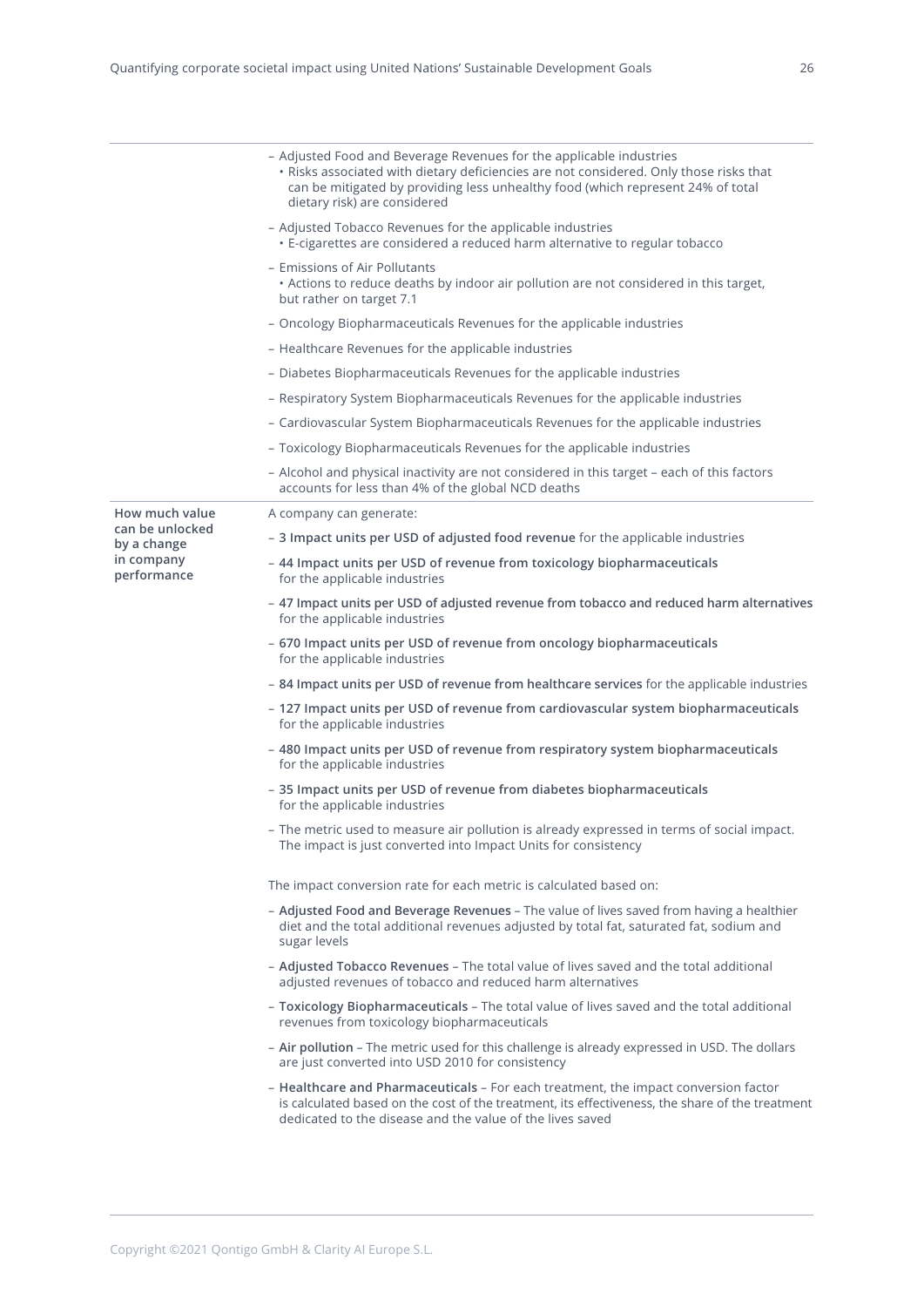| | |
|---|---|
| | – Adjusted Food and Beverage Revenues for the applicable industries<br>• Risks associated with dietary deficiencies are not considered. Only those risks that can be mitigated by providing less unhealthy food (which represent 24% of total dietary risk) are considered<br>– Adjusted Tobacco Revenues for the applicable industries<br>• E-cigarettes are considered a reduced harm alternative to regular tobacco<br>– Emissions of Air Pollutants<br>• Actions to reduce deaths by indoor air pollution are not considered in this target, but rather on target 7.1<br>– Oncology Biopharmaceuticals Revenues for the applicable industries<br>– Healthcare Revenues for the applicable industries<br>– Diabetes Biopharmaceuticals Revenues for the applicable industries<br>– Respiratory System Biopharmaceuticals Revenues for the applicable industries<br>– Cardiovascular System Biopharmaceuticals Revenues for the applicable industries<br>– Toxicology Biopharmaceuticals Revenues for the applicable industries<br>– Alcohol and physical inactivity are not considered in this target – each of this factors accounts for less than 4% of the global NCD deaths |
| **How much value can be unlocked by a change in company performance** | A company can generate:<br>– **3 Impact units per USD of adjusted food revenue** for the applicable industries<br>– **44 Impact units per USD of revenue from toxicology biopharmaceuticals** for the applicable industries<br>– **47 Impact units per USD of adjusted revenue from tobacco and reduced harm alternatives** for the applicable industries<br>– **670 Impact units per USD of revenue from oncology biopharmaceuticals** for the applicable industries<br>– **84 Impact units per USD of revenue from healthcare services** for the applicable industries<br>– **127 Impact units per USD of revenue from cardiovascular system biopharmaceuticals** for the applicable industries<br>– **480 Impact units per USD of revenue from respiratory system biopharmaceuticals** for the applicable industries<br>– **35 Impact units per USD of revenue from diabetes biopharmaceuticals** for the applicable industries<br>– The metric used to measure air pollution is already expressed in terms of social impact. The impact is just converted into Impact Units for consistency<br><br>The impact conversion rate for each metric is calculated based on:<br>– **Adjusted Food and Beverage Revenues** – The value of lives saved from having a healthier diet and the total additional revenues adjusted by total fat, saturated fat, sodium and sugar levels<br>– **Adjusted Tobacco Revenues** – The total value of lives saved and the total additional adjusted revenues of tobacco and reduced harm alternatives<br>– **Toxicology Biopharmaceuticals** – The total value of lives saved and the total additional revenues from toxicology biopharmaceuticals<br>– **Air pollution** – The metric used for this challenge is already expressed in USD. The dollars are just converted into USD 2010 for consistency<br>– **Healthcare and Pharmaceuticals** – For each treatment, the impact conversion factor is calculated based on the cost of the treatment, its effectiveness, the share of the treatment dedicated to the disease and the value of the lives saved |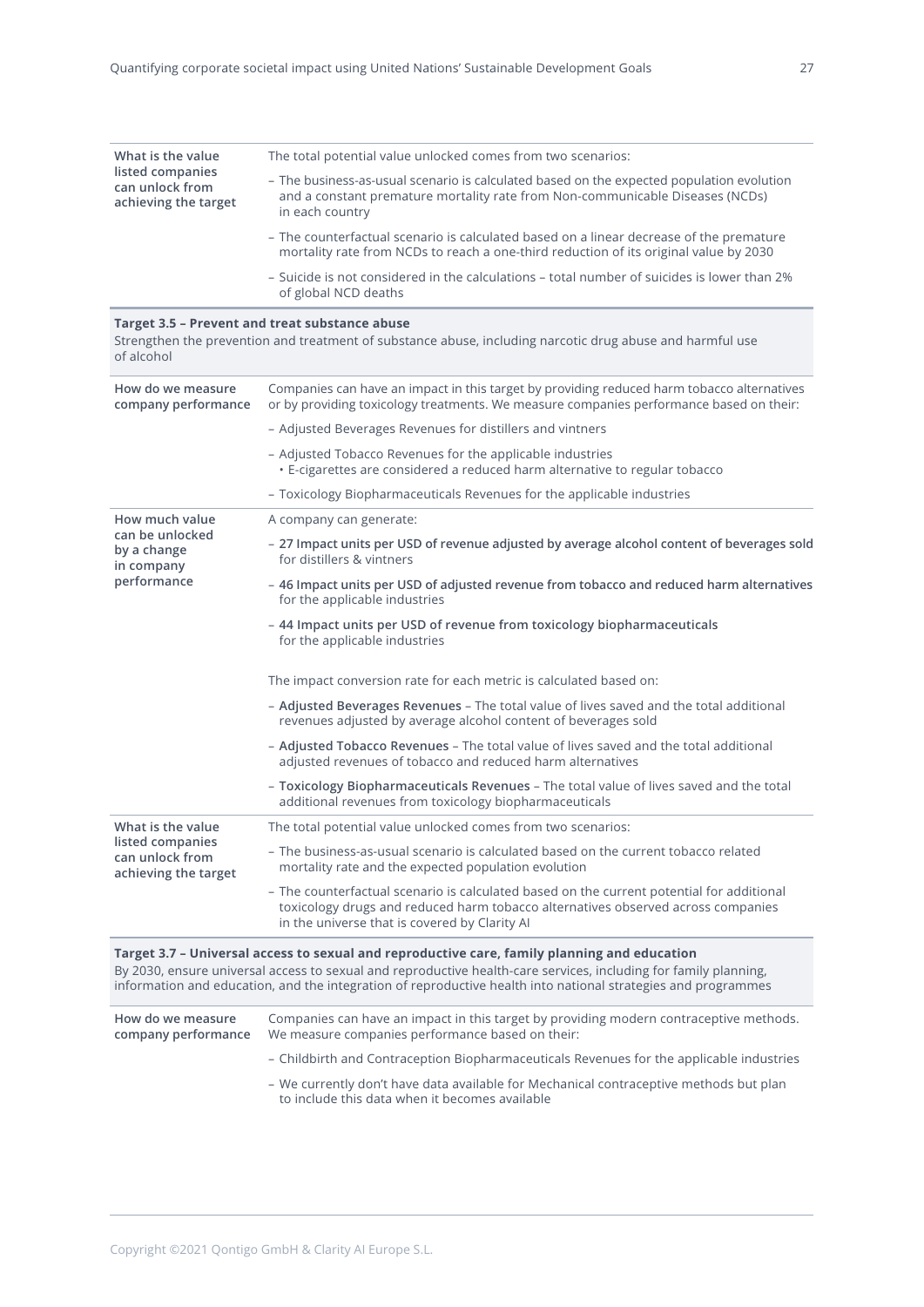| | |
|---|---|
| **What is the value listed companies can unlock from achieving the target** | The total potential value unlocked comes from two scenarios:<br>– The business-as-usual scenario is calculated based on the expected population evolution and a constant premature mortality rate from Non-communicable Diseases (NCDs) in each country<br>– The counterfactual scenario is calculated based on a linear decrease of the premature mortality rate from NCDs to reach a one-third reduction of its original value by 2030<br>– Suicide is not considered in the calculations – total number of suicides is lower than 2% of global NCD deaths |

**Target 3.5 – Prevent and treat substance abuse**

Strengthen the prevention and treatment of substance abuse, including narcotic drug abuse and harmful use of alcohol

| | |
|---|---|
| **How do we measure company performance** | Companies can have an impact in this target by providing reduced harm tobacco alternatives or by providing toxicology treatments. We measure companies performance based on their:<br>– Adjusted Beverages Revenues for distillers and vintners<br>– Adjusted Tobacco Revenues for the applicable industries<br>• E-cigarettes are considered a reduced harm alternative to regular tobacco<br>– Toxicology Biopharmaceuticals Revenues for the applicable industries |
| **How much value can be unlocked by a change in company performance** | A company can generate:<br>– **27 Impact units per USD of revenue adjusted by average alcohol content of beverages sold** for distillers & vintners<br>– **46 Impact units per USD of adjusted revenue from tobacco and reduced harm alternatives** for the applicable industries<br>– **44 Impact units per USD of revenue from toxicology biopharmaceuticals** for the applicable industries<br><br>The impact conversion rate for each metric is calculated based on:<br>– **Adjusted Beverages Revenues** – The total value of lives saved and the total additional revenues adjusted by average alcohol content of beverages sold<br>– **Adjusted Tobacco Revenues** – The total value of lives saved and the total additional adjusted revenues of tobacco and reduced harm alternatives<br>– **Toxicology Biopharmaceuticals Revenues** – The total value of lives saved and the total additional revenues from toxicology biopharmaceuticals |
| **What is the value listed companies can unlock from achieving the target** | The total potential value unlocked comes from two scenarios:<br>– The business-as-usual scenario is calculated based on the current tobacco related mortality rate and the expected population evolution<br>– The counterfactual scenario is calculated based on the current potential for additional toxicology drugs and reduced harm tobacco alternatives observed across companies in the universe that is covered by Clarity AI |

**Target 3.7 – Universal access to sexual and reproductive care, family planning and education**

By 2030, ensure universal access to sexual and reproductive health-care services, including for family planning, information and education, and the integration of reproductive health into national strategies and programmes

| | |
|---|---|
| **How do we measure company performance** | Companies can have an impact in this target by providing modern contraceptive methods. We measure companies performance based on their:<br>– Childbirth and Contraception Biopharmaceuticals Revenues for the applicable industries<br>– We currently don't have data available for Mechanical contraceptive methods but plan to include this data when it becomes available |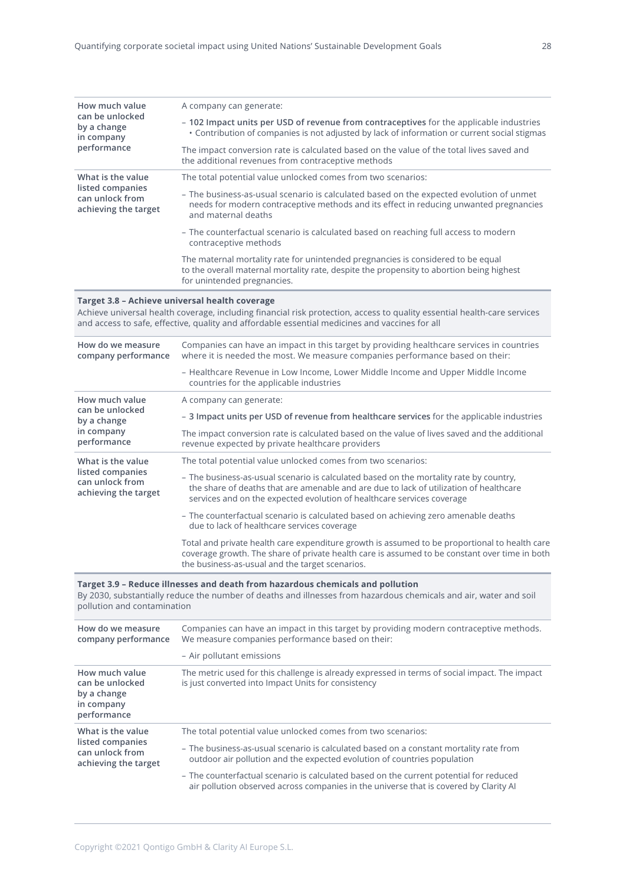| | |
|---|---|
| **How much value can be unlocked by a change in company performance** | A company can generate:<br>– **102 Impact units per USD of revenue from contraceptives** for the applicable industries<br>• Contribution of companies is not adjusted by lack of information or current social stigmas<br>The impact conversion rate is calculated based on the value of the total lives saved and the additional revenues from contraceptive methods |
| **What is the value listed companies can unlock from achieving the target** | The total potential value unlocked comes from two scenarios:<br>– The business-as-usual scenario is calculated based on the expected evolution of unmet needs for modern contraceptive methods and its effect in reducing unwanted pregnancies and maternal deaths<br>– The counterfactual scenario is calculated based on reaching full access to modern contraceptive methods<br>The maternal mortality rate for unintended pregnancies is considered to be equal to the overall maternal mortality rate, despite the propensity to abortion being highest for unintended pregnancies. |

**Target 3.8 – Achieve universal health coverage**

Achieve universal health coverage, including financial risk protection, access to quality essential health-care services and access to safe, effective, quality and affordable essential medicines and vaccines for all

| | |
|---|---|
| **How do we measure company performance** | Companies can have an impact in this target by providing healthcare services in countries where it is needed the most. We measure companies performance based on their:<br>– Healthcare Revenue in Low Income, Lower Middle Income and Upper Middle Income countries for the applicable industries |
| **How much value can be unlocked by a change in company performance** | A company can generate:<br>– **3 Impact units per USD of revenue from healthcare services** for the applicable industries<br>The impact conversion rate is calculated based on the value of lives saved and the additional revenue expected by private healthcare providers |
| **What is the value listed companies can unlock from achieving the target** | The total potential value unlocked comes from two scenarios:<br>– The business-as-usual scenario is calculated based on the mortality rate by country, the share of deaths that are amenable and are due to lack of utilization of healthcare services and on the expected evolution of healthcare services coverage<br>– The counterfactual scenario is calculated based on achieving zero amenable deaths due to lack of healthcare services coverage<br>Total and private health care expenditure growth is assumed to be proportional to health care coverage growth. The share of private health care is assumed to be constant over time in both the business-as-usual and the target scenarios. |

**Target 3.9 – Reduce illnesses and death from hazardous chemicals and pollution**

By 2030, substantially reduce the number of deaths and illnesses from hazardous chemicals and air, water and soil pollution and contamination

| | |
|---|---|
| **How do we measure company performance** | Companies can have an impact in this target by providing modern contraceptive methods. We measure companies performance based on their:<br>– Air pollutant emissions |
| **How much value can be unlocked by a change in company performance** | The metric used for this challenge is already expressed in terms of social impact. The impact is just converted into Impact Units for consistency |
| **What is the value listed companies can unlock from achieving the target** | The total potential value unlocked comes from two scenarios:<br>– The business-as-usual scenario is calculated based on a constant mortality rate from outdoor air pollution and the expected evolution of countries population<br>– The counterfactual scenario is calculated based on the current potential for reduced air pollution observed across companies in the universe that is covered by Clarity AI |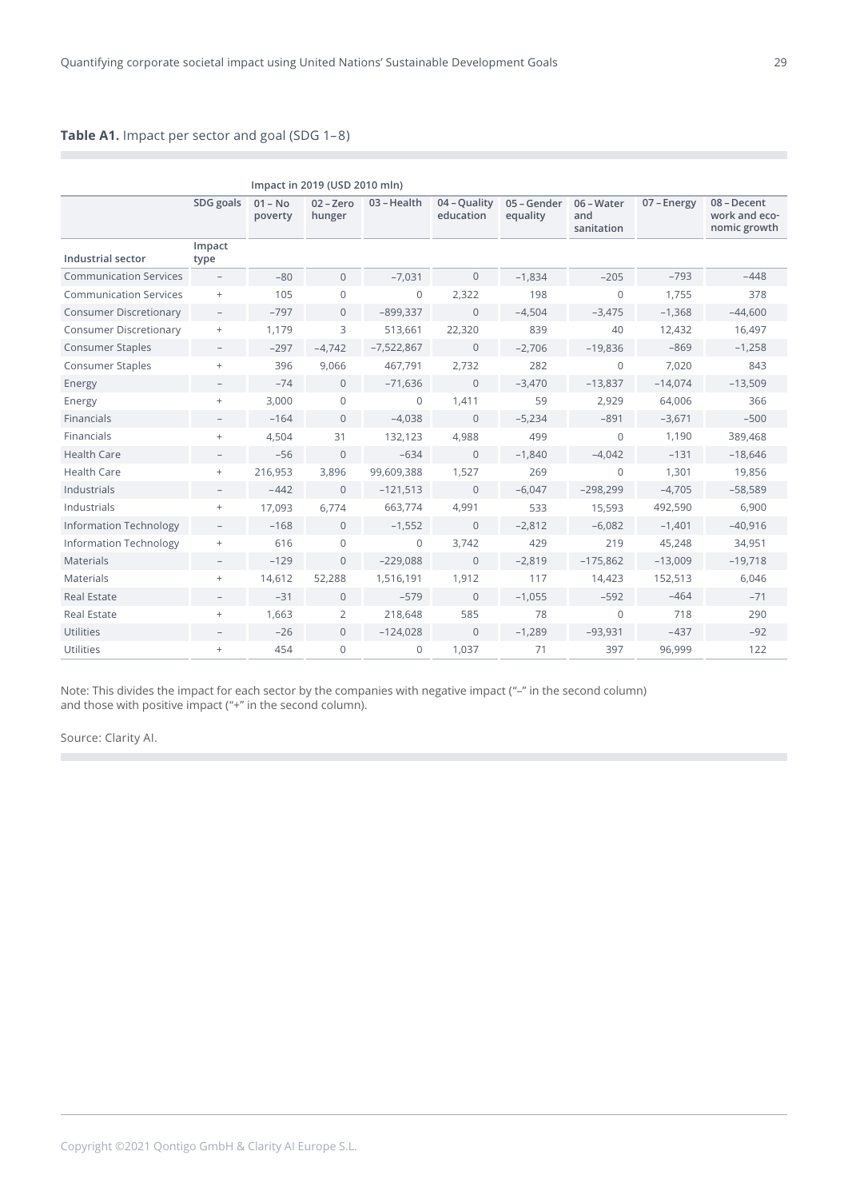**Table A1.** Impact per sector and goal (SDG 1–8)

| | | Impact in 2019 (USD 2010 mln) | | | | | | | |
|---|---|---|---|---|---|---|---|---|---|
| | SDG goals | 01 – No poverty | 02 – Zero hunger | 03 – Health | 04 – Quality education | 05 – Gender equality | 06 – Water and sanitation | 07 – Energy | 08 – Decent work and economic growth |
| Industrial sector | Impact type | | | | | | | | |
| Communication Services | – | −80 | 0 | −7,031 | 0 | −1,834 | −205 | −793 | −448 |
| Communication Services | + | 105 | 0 | 0 | 2,322 | 198 | 0 | 1,755 | 378 |
| Consumer Discretionary | – | −797 | 0 | −899,337 | 0 | −4,504 | −3,475 | −1,368 | −44,600 |
| Consumer Discretionary | + | 1,179 | 3 | 513,661 | 22,320 | 839 | 40 | 12,432 | 16,497 |
| Consumer Staples | – | −297 | −4,742 | −7,522,867 | 0 | −2,706 | −19,836 | −869 | −1,258 |
| Consumer Staples | + | 396 | 9,066 | 467,791 | 2,732 | 282 | 0 | 7,020 | 843 |
| Energy | – | −74 | 0 | −71,636 | 0 | −3,470 | −13,837 | −14,074 | −13,509 |
| Energy | + | 3,000 | 0 | 0 | 1,411 | 59 | 2,929 | 64,006 | 366 |
| Financials | – | −164 | 0 | −4,038 | 0 | −5,234 | −891 | −3,671 | −500 |
| Financials | + | 4,504 | 31 | 132,123 | 4,988 | 499 | 0 | 1,190 | 389,468 |
| Health Care | – | −56 | 0 | −634 | 0 | −1,840 | −4,042 | −131 | −18,646 |
| Health Care | + | 216,953 | 3,896 | 99,609,388 | 1,527 | 269 | 0 | 1,301 | 19,856 |
| Industrials | – | −442 | 0 | −121,513 | 0 | −6,047 | −298,299 | −4,705 | −58,589 |
| Industrials | + | 17,093 | 6,774 | 663,774 | 4,991 | 533 | 15,593 | 492,590 | 6,900 |
| Information Technology | – | −168 | 0 | −1,552 | 0 | −2,812 | −6,082 | −1,401 | −40,916 |
| Information Technology | + | 616 | 0 | 0 | 3,742 | 429 | 219 | 45,248 | 34,951 |
| Materials | – | −129 | 0 | −229,088 | 0 | −2,819 | −175,862 | −13,009 | −19,718 |
| Materials | + | 14,612 | 52,288 | 1,516,191 | 1,912 | 117 | 14,423 | 152,513 | 6,046 |
| Real Estate | – | −31 | 0 | −579 | 0 | −1,055 | −592 | −464 | −71 |
| Real Estate | + | 1,663 | 2 | 218,648 | 585 | 78 | 0 | 718 | 290 |
| Utilities | – | −26 | 0 | −124,028 | 0 | −1,289 | −93,931 | −437 | −92 |
| Utilities | + | 454 | 0 | 0 | 1,037 | 71 | 397 | 96,999 | 122 |

Note: This divides the impact for each sector by the companies with negative impact ("–" in the second column) and those with positive impact ("+" in the second column).

Source: Clarity AI.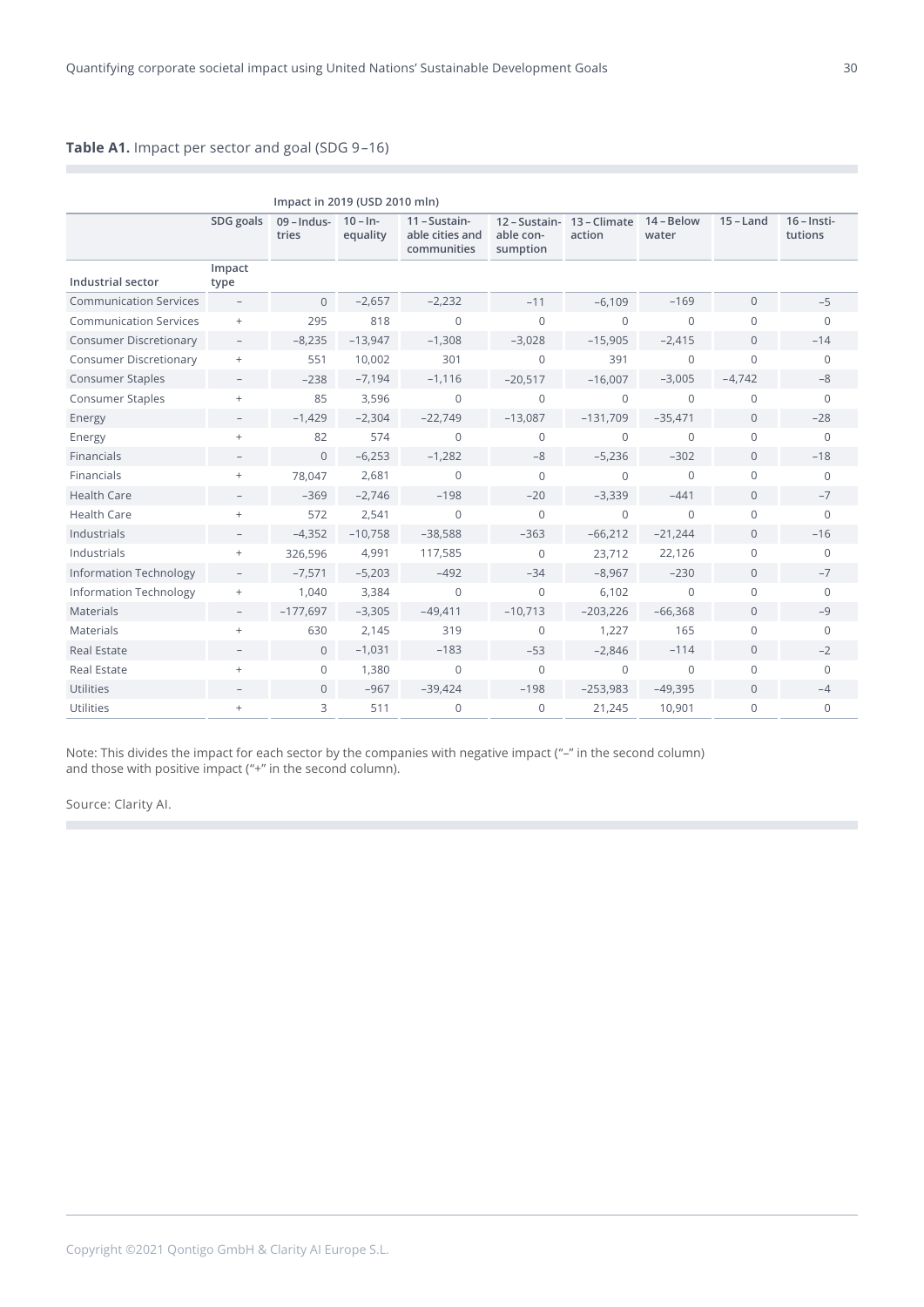**Table A1.** Impact per sector and goal (SDG 9–16)

| | | Impact in 2019 (USD 2010 mln) | | | | | | | |
|---|---|---|---|---|---|---|---|---|---|
| | SDG goals | 09 – Industries | 10 – Inequality | 11 – Sustainable cities and communities | 12 – Sustainable consumption | 13 – Climate action | 14 – Below water | 15 – Land | 16 – Institutions |
| Industrial sector | Impact type | | | | | | | | |
| Communication Services | – | 0 | –2,657 | –2,232 | –11 | –6,109 | –169 | 0 | –5 |
| Communication Services | + | 295 | 818 | 0 | 0 | 0 | 0 | 0 | 0 |
| Consumer Discretionary | – | –8,235 | –13,947 | –1,308 | –3,028 | –15,905 | –2,415 | 0 | –14 |
| Consumer Discretionary | + | 551 | 10,002 | 301 | 0 | 391 | 0 | 0 | 0 |
| Consumer Staples | – | –238 | –7,194 | –1,116 | –20,517 | –16,007 | –3,005 | –4,742 | –8 |
| Consumer Staples | + | 85 | 3,596 | 0 | 0 | 0 | 0 | 0 | 0 |
| Energy | – | –1,429 | –2,304 | –22,749 | –13,087 | –131,709 | –35,471 | 0 | –28 |
| Energy | + | 82 | 574 | 0 | 0 | 0 | 0 | 0 | 0 |
| Financials | – | 0 | –6,253 | –1,282 | –8 | –5,236 | –302 | 0 | –18 |
| Financials | + | 78,047 | 2,681 | 0 | 0 | 0 | 0 | 0 | 0 |
| Health Care | – | –369 | –2,746 | –198 | –20 | –3,339 | –441 | 0 | –7 |
| Health Care | + | 572 | 2,541 | 0 | 0 | 0 | 0 | 0 | 0 |
| Industrials | – | –4,352 | –10,758 | –38,588 | –363 | –66,212 | –21,244 | 0 | –16 |
| Industrials | + | 326,596 | 4,991 | 117,585 | 0 | 23,712 | 22,126 | 0 | 0 |
| Information Technology | – | –7,571 | –5,203 | –492 | –34 | –8,967 | –230 | 0 | –7 |
| Information Technology | + | 1,040 | 3,384 | 0 | 0 | 6,102 | 0 | 0 | 0 |
| Materials | – | –177,697 | –3,305 | –49,411 | –10,713 | –203,226 | –66,368 | 0 | –9 |
| Materials | + | 630 | 2,145 | 319 | 0 | 1,227 | 165 | 0 | 0 |
| Real Estate | – | 0 | –1,031 | –183 | –53 | –2,846 | –114 | 0 | –2 |
| Real Estate | + | 0 | 1,380 | 0 | 0 | 0 | 0 | 0 | 0 |
| Utilities | – | 0 | –967 | –39,424 | –198 | –253,983 | –49,395 | 0 | –4 |
| Utilities | + | 3 | 511 | 0 | 0 | 21,245 | 10,901 | 0 | 0 |

Note: This divides the impact for each sector by the companies with negative impact ("–" in the second column) and those with positive impact ("+" in the second column).

Source: Clarity AI.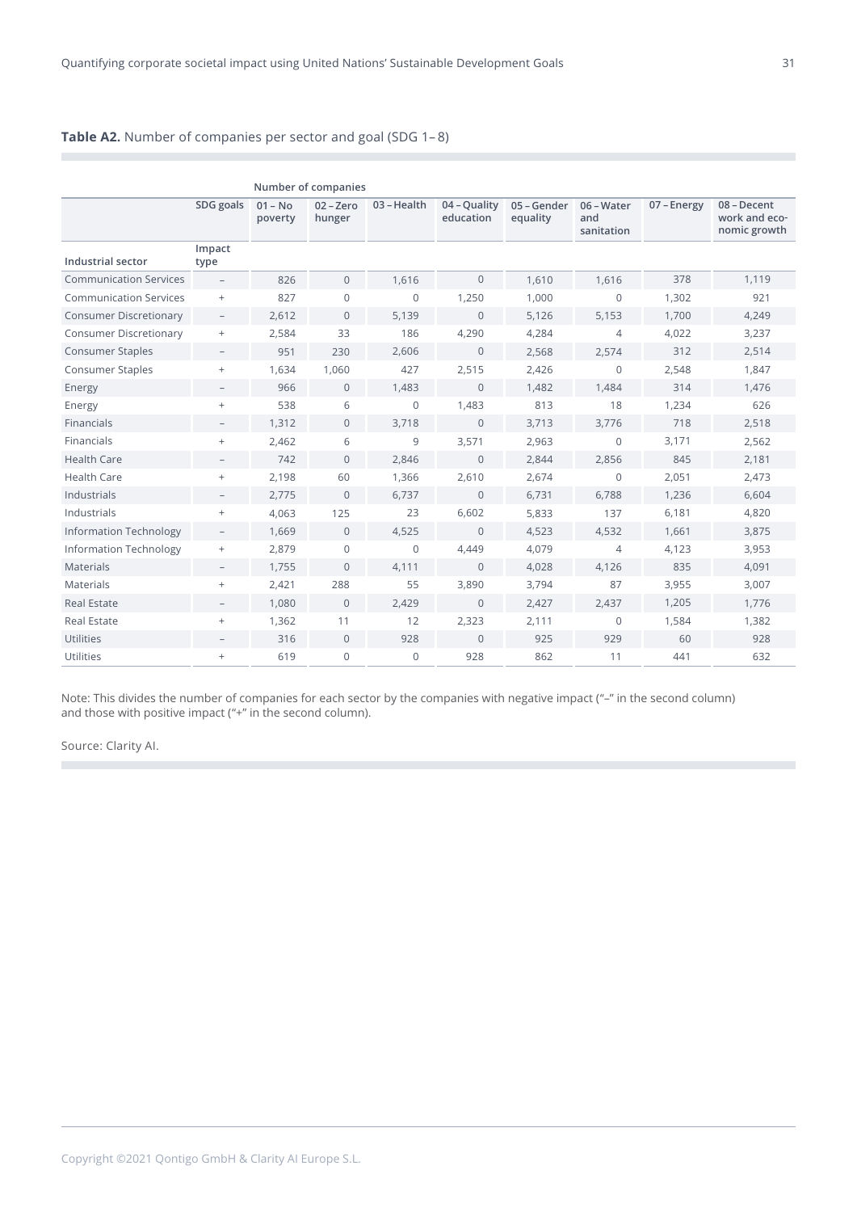**Table A2.** Number of companies per sector and goal (SDG 1–8)

| | | Number of companies | | | | | | | |
|---|---|---|---|---|---|---|---|---|---|
| | SDG goals | 01 – No poverty | 02 – Zero hunger | 03 – Health | 04 – Quality education | 05 – Gender equality | 06 – Water and sanitation | 07 – Energy | 08 – Decent work and economic growth |
| Industrial sector | Impact type | | | | | | | | |
| Communication Services | – | 826 | 0 | 1,616 | 0 | 1,610 | 1,616 | 378 | 1,119 |
| Communication Services | + | 827 | 0 | 0 | 1,250 | 1,000 | 0 | 1,302 | 921 |
| Consumer Discretionary | – | 2,612 | 0 | 5,139 | 0 | 5,126 | 5,153 | 1,700 | 4,249 |
| Consumer Discretionary | + | 2,584 | 33 | 186 | 4,290 | 4,284 | 4 | 4,022 | 3,237 |
| Consumer Staples | – | 951 | 230 | 2,606 | 0 | 2,568 | 2,574 | 312 | 2,514 |
| Consumer Staples | + | 1,634 | 1,060 | 427 | 2,515 | 2,426 | 0 | 2,548 | 1,847 |
| Energy | – | 966 | 0 | 1,483 | 0 | 1,482 | 1,484 | 314 | 1,476 |
| Energy | + | 538 | 6 | 0 | 1,483 | 813 | 18 | 1,234 | 626 |
| Financials | – | 1,312 | 0 | 3,718 | 0 | 3,713 | 3,776 | 718 | 2,518 |
| Financials | + | 2,462 | 6 | 9 | 3,571 | 2,963 | 0 | 3,171 | 2,562 |
| Health Care | – | 742 | 0 | 2,846 | 0 | 2,844 | 2,856 | 845 | 2,181 |
| Health Care | + | 2,198 | 60 | 1,366 | 2,610 | 2,674 | 0 | 2,051 | 2,473 |
| Industrials | – | 2,775 | 0 | 6,737 | 0 | 6,731 | 6,788 | 1,236 | 6,604 |
| Industrials | + | 4,063 | 125 | 23 | 6,602 | 5,833 | 137 | 6,181 | 4,820 |
| Information Technology | – | 1,669 | 0 | 4,525 | 0 | 4,523 | 4,532 | 1,661 | 3,875 |
| Information Technology | + | 2,879 | 0 | 0 | 4,449 | 4,079 | 4 | 4,123 | 3,953 |
| Materials | – | 1,755 | 0 | 4,111 | 0 | 4,028 | 4,126 | 835 | 4,091 |
| Materials | + | 2,421 | 288 | 55 | 3,890 | 3,794 | 87 | 3,955 | 3,007 |
| Real Estate | – | 1,080 | 0 | 2,429 | 0 | 2,427 | 2,437 | 1,205 | 1,776 |
| Real Estate | + | 1,362 | 11 | 12 | 2,323 | 2,111 | 0 | 1,584 | 1,382 |
| Utilities | – | 316 | 0 | 928 | 0 | 925 | 929 | 60 | 928 |
| Utilities | + | 619 | 0 | 0 | 928 | 862 | 11 | 441 | 632 |

Note: This divides the number of companies for each sector by the companies with negative impact ("–" in the second column) and those with positive impact ("+" in the second column).

Source: Clarity AI.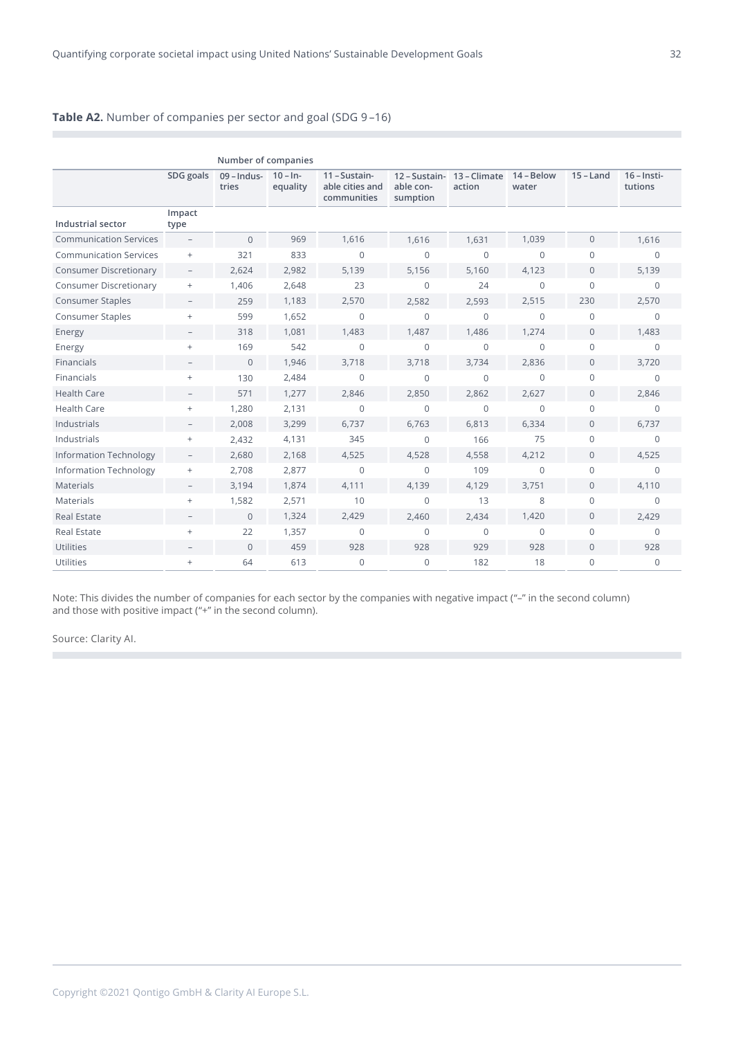**Table A2.** Number of companies per sector and goal (SDG 9 –16)

| | | Number of companies | | | | | | | |
|---|---|---|---|---|---|---|---|---|---|
| | SDG goals | 09 – Industries | 10 – Inequality | 11 – Sustainable cities and communities | 12 – Sustainable consumption | 13 – Climate action | 14 – Below water | 15 – Land | 16 – Institutions |
| Industrial sector | Impact type | | | | | | | | |
| Communication Services | – | 0 | 969 | 1,616 | 1,616 | 1,631 | 1,039 | 0 | 1,616 |
| Communication Services | + | 321 | 833 | 0 | 0 | 0 | 0 | 0 | 0 |
| Consumer Discretionary | – | 2,624 | 2,982 | 5,139 | 5,156 | 5,160 | 4,123 | 0 | 5,139 |
| Consumer Discretionary | + | 1,406 | 2,648 | 23 | 0 | 24 | 0 | 0 | 0 |
| Consumer Staples | – | 259 | 1,183 | 2,570 | 2,582 | 2,593 | 2,515 | 230 | 2,570 |
| Consumer Staples | + | 599 | 1,652 | 0 | 0 | 0 | 0 | 0 | 0 |
| Energy | – | 318 | 1,081 | 1,483 | 1,487 | 1,486 | 1,274 | 0 | 1,483 |
| Energy | + | 169 | 542 | 0 | 0 | 0 | 0 | 0 | 0 |
| Financials | – | 0 | 1,946 | 3,718 | 3,718 | 3,734 | 2,836 | 0 | 3,720 |
| Financials | + | 130 | 2,484 | 0 | 0 | 0 | 0 | 0 | 0 |
| Health Care | – | 571 | 1,277 | 2,846 | 2,850 | 2,862 | 2,627 | 0 | 2,846 |
| Health Care | + | 1,280 | 2,131 | 0 | 0 | 0 | 0 | 0 | 0 |
| Industrials | – | 2,008 | 3,299 | 6,737 | 6,763 | 6,813 | 6,334 | 0 | 6,737 |
| Industrials | + | 2,432 | 4,131 | 345 | 0 | 166 | 75 | 0 | 0 |
| Information Technology | – | 2,680 | 2,168 | 4,525 | 4,528 | 4,558 | 4,212 | 0 | 4,525 |
| Information Technology | + | 2,708 | 2,877 | 0 | 0 | 109 | 0 | 0 | 0 |
| Materials | – | 3,194 | 1,874 | 4,111 | 4,139 | 4,129 | 3,751 | 0 | 4,110 |
| Materials | + | 1,582 | 2,571 | 10 | 0 | 13 | 8 | 0 | 0 |
| Real Estate | – | 0 | 1,324 | 2,429 | 2,460 | 2,434 | 1,420 | 0 | 2,429 |
| Real Estate | + | 22 | 1,357 | 0 | 0 | 0 | 0 | 0 | 0 |
| Utilities | – | 0 | 459 | 928 | 928 | 929 | 928 | 0 | 928 |
| Utilities | + | 64 | 613 | 0 | 0 | 182 | 18 | 0 | 0 |

Note: This divides the number of companies for each sector by the companies with negative impact ("–" in the second column) and those with positive impact ("+" in the second column).

Source: Clarity AI.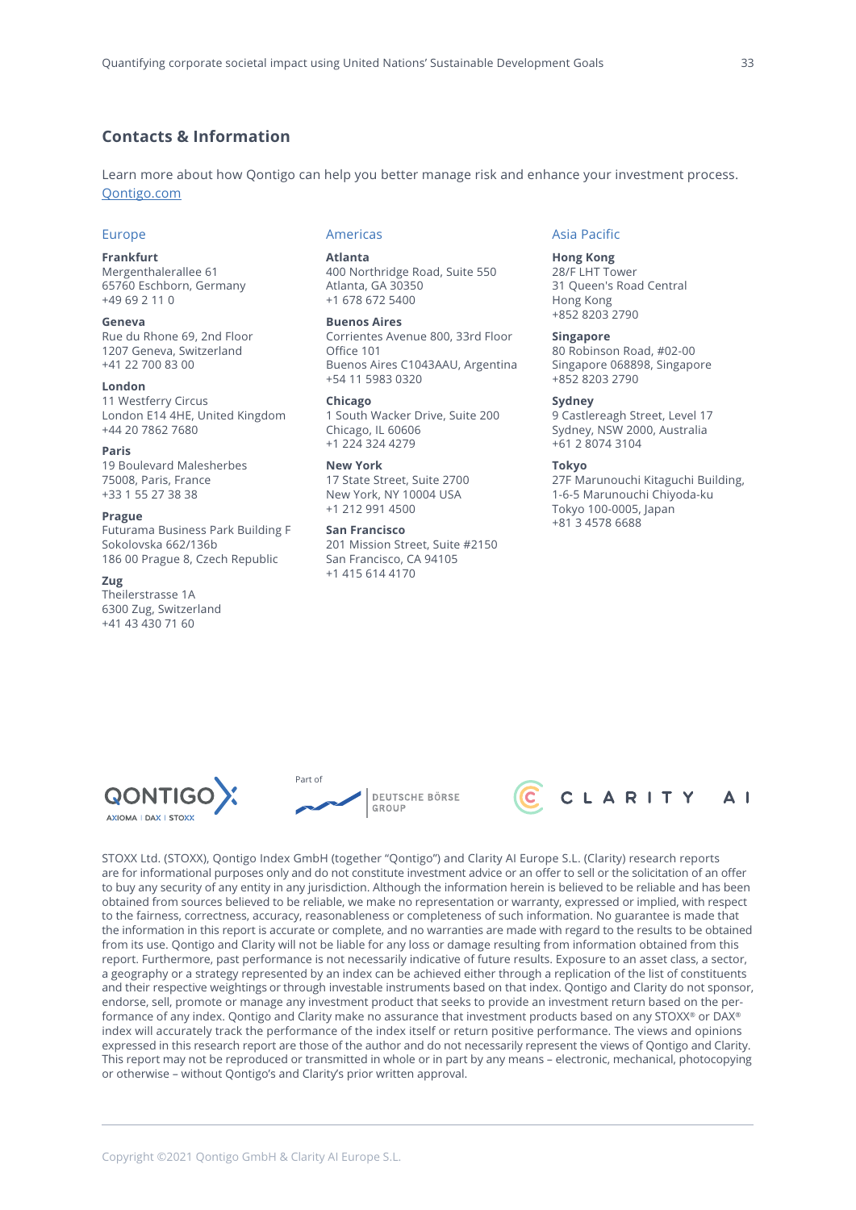## Contacts & Information

Learn more about how Qontigo can help you better manage risk and enhance your investment process.
[Qontigo.com](https://qontigo.com)

### Europe

**Frankfurt**
Mergenthalerallee 61
65760 Eschborn, Germany
+49 69 2 11 0

**Geneva**
Rue du Rhone 69, 2nd Floor
1207 Geneva, Switzerland
+41 22 700 83 00

**London**
11 Westferry Circus
London E14 4HE, United Kingdom
+44 20 7862 7680

**Paris**
19 Boulevard Malesherbes
75008, Paris, France
+33 1 55 27 38 38

**Prague**
Futurama Business Park Building F
Sokolovska 662/136b
186 00 Prague 8, Czech Republic

**Zug**
Theilerstrasse 1A
6300 Zug, Switzerland
+41 43 430 71 60

### Americas

**Atlanta**
400 Northridge Road, Suite 550
Atlanta, GA 30350
+1 678 672 5400

**Buenos Aires**
Corrientes Avenue 800, 33rd Floor
Office 101
Buenos Aires C1043AAU, Argentina
+54 11 5983 0320

**Chicago**
1 South Wacker Drive, Suite 200
Chicago, IL 60606
+1 224 324 4279

**New York**
17 State Street, Suite 2700
New York, NY 10004 USA
+1 212 991 4500

**San Francisco**
201 Mission Street, Suite #2150
San Francisco, CA 94105
+1 415 614 4170

### Asia Pacific

**Hong Kong**
28/F LHT Tower
31 Queen's Road Central
Hong Kong
+852 8203 2790

**Singapore**
80 Robinson Road, #02-00
Singapore 068898, Singapore
+852 8203 2790

**Sydney**
9 Castlereagh Street, Level 17
Sydney, NSW 2000, Australia
+61 2 8074 3104

**Tokyo**
27F Marunouchi Kitaguchi Building,
1-6-5 Marunouchi Chiyoda-ku
Tokyo 100-0005, Japan
+81 3 4578 6688

QONTIGO
AXIOMA | DAX | STOXX

Part of DEUTSCHE BÖRSE GROUP

CLARITY AI

STOXX Ltd. (STOXX), Qontigo Index GmbH (together "Qontigo") and Clarity AI Europe S.L. (Clarity) research reports are for informational purposes only and do not constitute investment advice or an offer to sell or the solicitation of an offer to buy any security of any entity in any jurisdiction. Although the information herein is believed to be reliable and has been obtained from sources believed to be reliable, we make no representation or warranty, expressed or implied, with respect to the fairness, correctness, accuracy, reasonableness or completeness of such information. No guarantee is made that the information in this report is accurate or complete, and no warranties are made with regard to the results to be obtained from its use. Qontigo and Clarity will not be liable for any loss or damage resulting from information obtained from this report. Furthermore, past performance is not necessarily indicative of future results. Exposure to an asset class, a sector, a geography or a strategy represented by an index can be achieved either through a replication of the list of constituents and their respective weightings or through investable instruments based on that index. Qontigo and Clarity do not sponsor, endorse, sell, promote or manage any investment product that seeks to provide an investment return based on the performance of any index. Qontigo and Clarity make no assurance that investment products based on any STOXX® or DAX® index will accurately track the performance of the index itself or return positive performance. The views and opinions expressed in this research report are those of the author and do not necessarily represent the views of Qontigo and Clarity. This report may not be reproduced or transmitted in whole or in part by any means – electronic, mechanical, photocopying or otherwise – without Qontigo's and Clarity's prior written approval.

Copyright ©2021 Qontigo GmbH & Clarity AI Europe S.L.